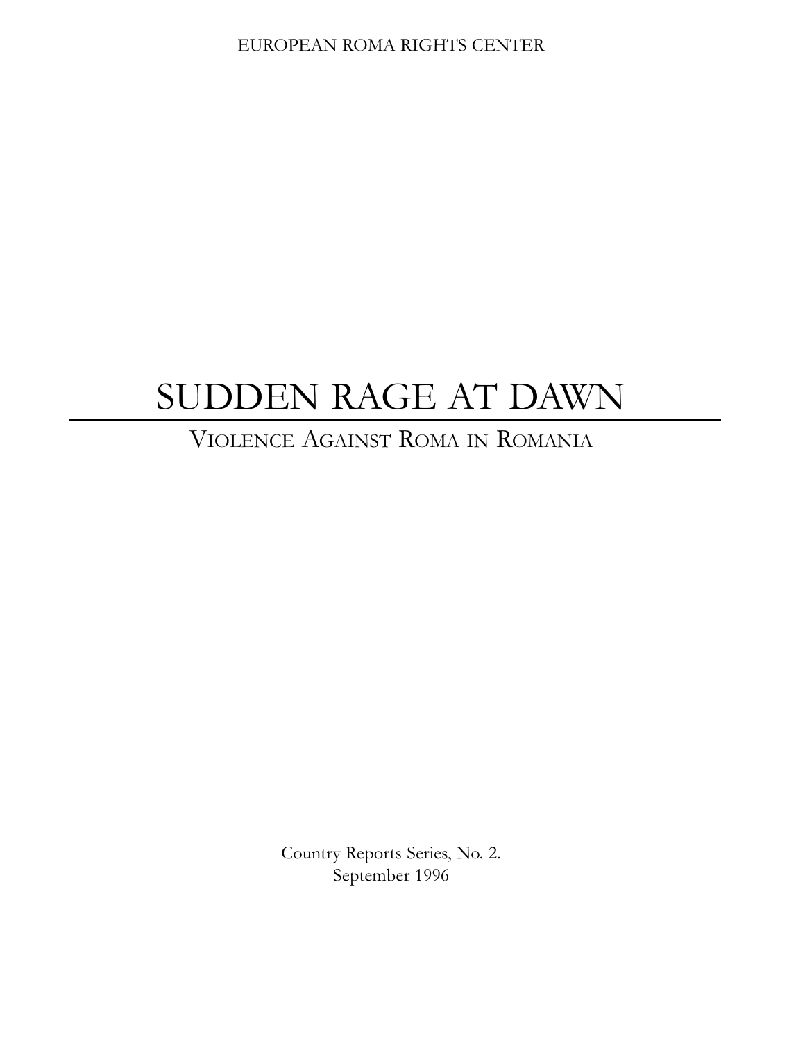EUROPEAN ROMA RIGHTS CENTER

# SUDDEN RAGE AT DAWN

## Violence Against Roma in Romania

Country Reports Series, No. 2.
September 1996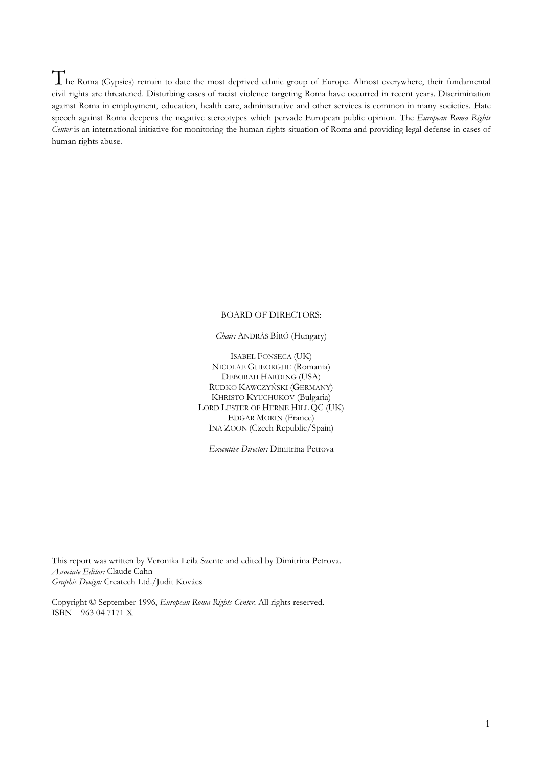The Roma (Gypsies) remain to date the most deprived ethnic group of Europe. Almost everywhere, their fundamental civil rights are threatened. Disturbing cases of racist violence targeting Roma have occurred in recent years. Discrimination against Roma in employment, education, health care, administrative and other services is common in many societies. Hate speech against Roma deepens the negative stereotypes which pervade European public opinion. The *European Roma Rights Center* is an international initiative for monitoring the human rights situation of Roma and providing legal defense in cases of human rights abuse.

BOARD OF DIRECTORS:

*Chair:* ANDRÁS BÍRÓ (Hungary)

ISABEL FONSECA (UK)
NICOLAE GHEORGHE (Romania)
DEBORAH HARDING (USA)
RUDKO KAWCZYŃSKI (GERMANY)
KHRISTO KYUCHUKOV (Bulgaria)
LORD LESTER OF HERNE HILL QC (UK)
EDGAR MORIN (France)
INA ZOON (Czech Republic/Spain)

*Executive Director:* Dimitrina Petrova

This report was written by Veronika Leila Szente and edited by Dimitrina Petrova.
*Associate Editor:* Claude Cahn
*Graphic Design:* Createch Ltd./Judit Kovács

Copyright © September 1996, *European Roma Rights Center*. All rights reserved.
ISBN 963 04 7171 X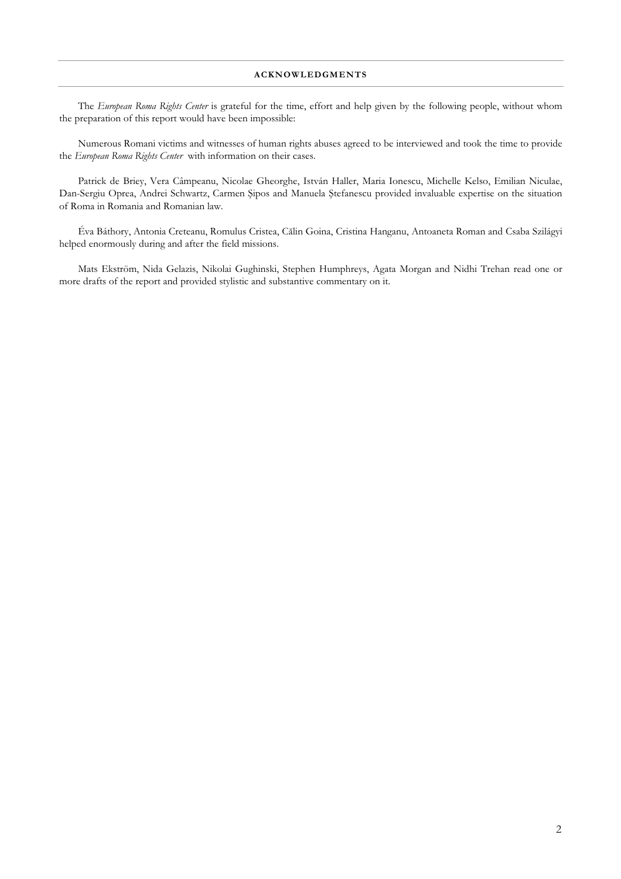## ACKNOWLEDGMENTS

The *European Roma Rights Center* is grateful for the time, effort and help given by the following people, without whom the preparation of this report would have been impossible:

Numerous Romani victims and witnesses of human rights abuses agreed to be interviewed and took the time to provide the *European Roma Rights Center* with information on their cases.

Patrick de Briey, Vera Câmpeanu, Nicolae Gheorghe, István Haller, Maria Ionescu, Michelle Kelso, Emilian Niculae, Dan-Sergiu Oprea, Andrei Schwartz, Carmen Şipos and Manuela Ştefanescu provided invaluable expertise on the situation of Roma in Romania and Romanian law.

Éva Báthory, Antonia Creteanu, Romulus Cristea, Călin Goina, Cristina Hanganu, Antoaneta Roman and Csaba Szilágyi helped enormously during and after the field missions.

Mats Ekström, Nida Gelazis, Nikolai Gughinski, Stephen Humphreys, Agata Morgan and Nidhi Trehan read one or more drafts of the report and provided stylistic and substantive commentary on it.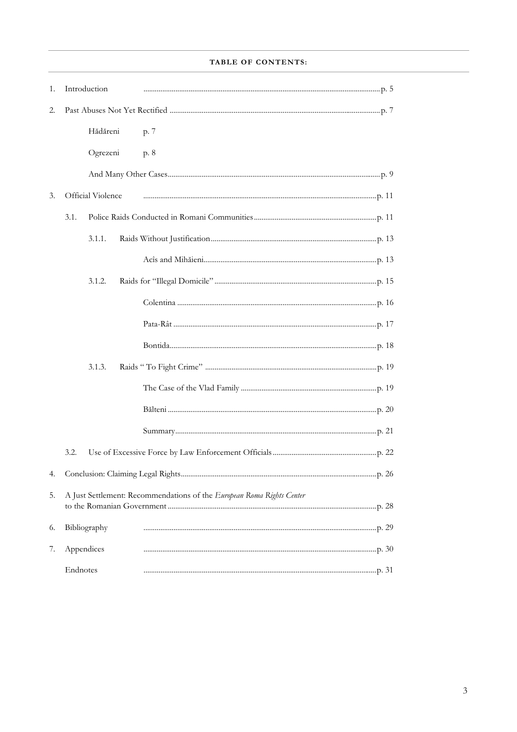**TABLE OF CONTENTS:**

1. Introduction ..... p. 5
2. Past Abuses Not Yet Rectified ..... p. 7
   - Hădăreni p. 7
   - Ogrezeni p. 8
   - And Many Other Cases ..... p. 9
3. Official Violence ..... p. 11
   - 3.1. Police Raids Conducted in Romani Communities ..... p. 11
     - 3.1.1. Raids Without Justification ..... p. 13
       - Acîs and Mihăieni ..... p. 13
     - 3.1.2. Raids for "Illegal Domicile" ..... p. 15
       - Colentina ..... p. 16
       - Pata-Rât ..... p. 17
       - Bontida ..... p. 18
     - 3.1.3. Raids " To Fight Crime" ..... p. 19
       - The Case of the Vlad Family ..... p. 19
       - Bălteni ..... p. 20
       - Summary ..... p. 21
   - 3.2. Use of Excessive Force by Law Enforcement Officials ..... p. 22
4. Conclusion: Claiming Legal Rights ..... p. 26
5. A Just Settlement: Recommendations of the *European Roma Rights Center* to the Romanian Government ..... p. 28
6. Bibliography ..... p. 29
7. Appendices ..... p. 30

Endnotes ..... p. 31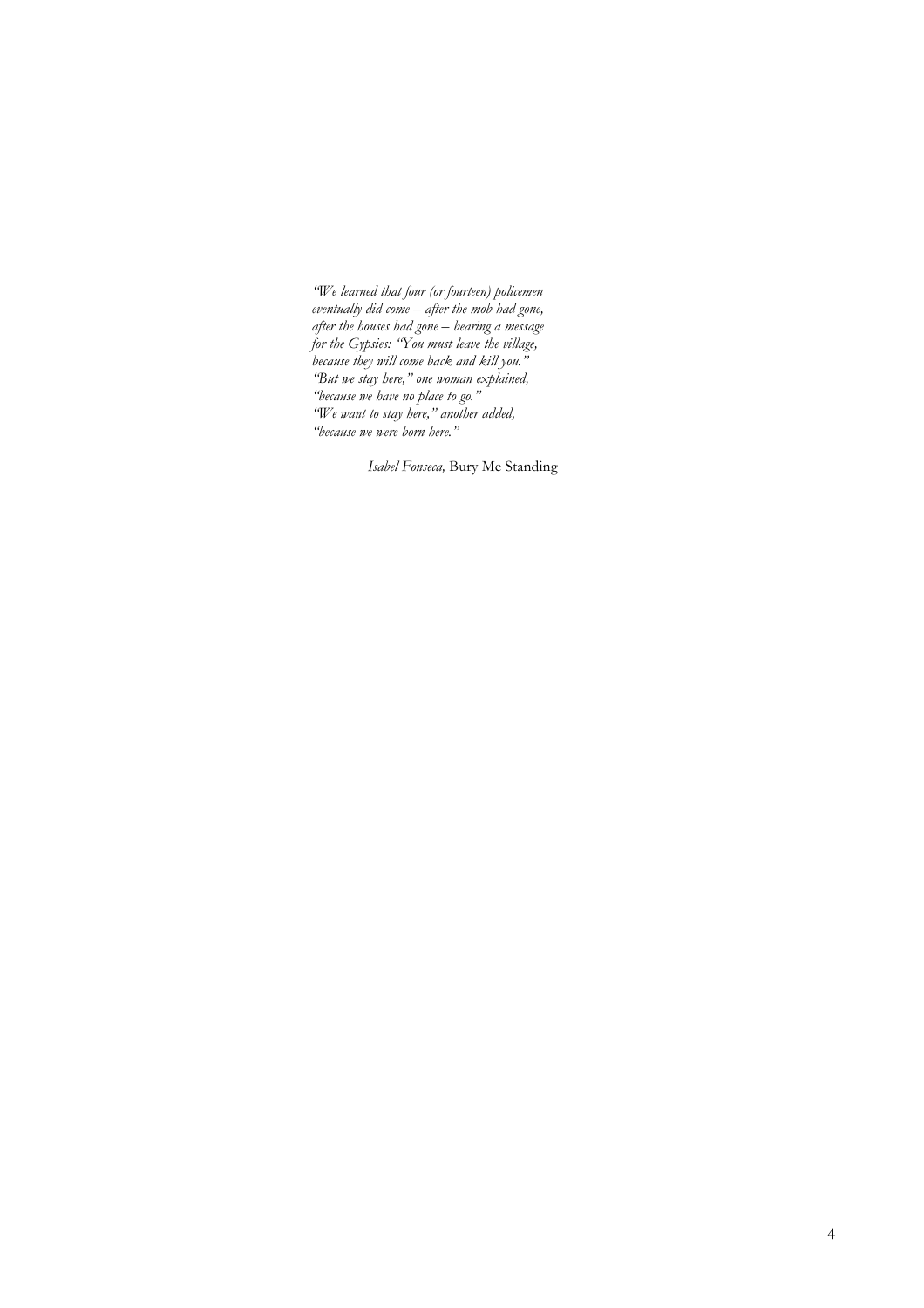*"We learned that four (or fourteen) policemen*
*eventually did come – after the mob had gone,*
*after the houses had gone – bearing a message*
*for the Gypsies: "You must leave the village,*
*because they will come back and kill you."*
*"But we stay here," one woman explained,*
*"because we have no place to go."*
*"We want to stay here," another added,*
*"because we were born here."*

*Isabel Fonseca,* Bury Me Standing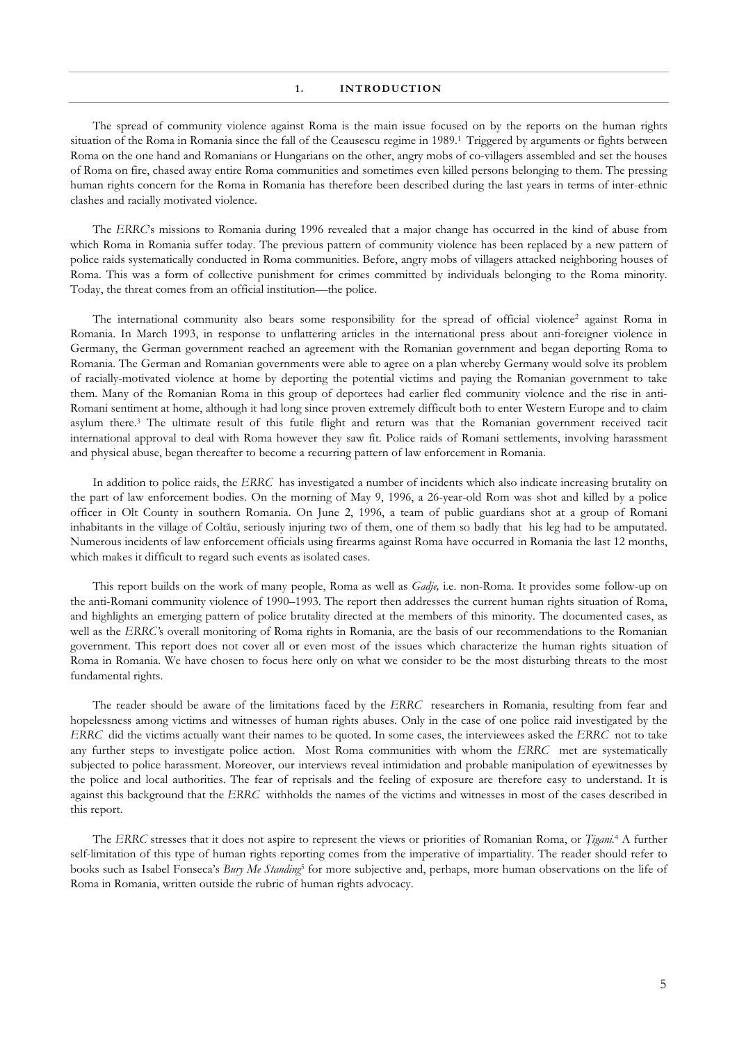# 1. INTRODUCTION

The spread of community violence against Roma is the main issue focused on by the reports on the human rights situation of the Roma in Romania since the fall of the Ceausescu regime in 1989.[1] Triggered by arguments or fights between Roma on the one hand and Romanians or Hungarians on the other, angry mobs of co-villagers assembled and set the houses of Roma on fire, chased away entire Roma communities and sometimes even killed persons belonging to them. The pressing human rights concern for the Roma in Romania has therefore been described during the last years in terms of inter-ethnic clashes and racially motivated violence.

The *ERRC*'s missions to Romania during 1996 revealed that a major change has occurred in the kind of abuse from which Roma in Romania suffer today. The previous pattern of community violence has been replaced by a new pattern of police raids systematically conducted in Roma communities. Before, angry mobs of villagers attacked neighboring houses of Roma. This was a form of collective punishment for crimes committed by individuals belonging to the Roma minority. Today, the threat comes from an official institution—the police.

The international community also bears some responsibility for the spread of official violence[2] against Roma in Romania. In March 1993, in response to unflattering articles in the international press about anti-foreigner violence in Germany, the German government reached an agreement with the Romanian government and began deporting Roma to Romania. The German and Romanian governments were able to agree on a plan whereby Germany would solve its problem of racially-motivated violence at home by deporting the potential victims and paying the Romanian government to take them. Many of the Romanian Roma in this group of deportees had earlier fled community violence and the rise in anti-Romani sentiment at home, although it had long since proven extremely difficult both to enter Western Europe and to claim asylum there.[3] The ultimate result of this futile flight and return was that the Romanian government received tacit international approval to deal with Roma however they saw fit. Police raids of Romani settlements, involving harassment and physical abuse, began thereafter to become a recurring pattern of law enforcement in Romania.

In addition to police raids, the *ERRC* has investigated a number of incidents which also indicate increasing brutality on the part of law enforcement bodies. On the morning of May 9, 1996, a 26-year-old Rom was shot and killed by a police officer in Olt County in southern Romania. On June 2, 1996, a team of public guardians shot at a group of Romani inhabitants in the village of Coltău, seriously injuring two of them, one of them so badly that his leg had to be amputated. Numerous incidents of law enforcement officials using firearms against Roma have occurred in Romania the last 12 months, which makes it difficult to regard such events as isolated cases.

This report builds on the work of many people, Roma as well as *Gadje,* i.e. non-Roma. It provides some follow-up on the anti-Romani community violence of 1990–1993. The report then addresses the current human rights situation of Roma, and highlights an emerging pattern of police brutality directed at the members of this minority. The documented cases, as well as the *ERRC*'s overall monitoring of Roma rights in Romania, are the basis of our recommendations to the Romanian government. This report does not cover all or even most of the issues which characterize the human rights situation of Roma in Romania. We have chosen to focus here only on what we consider to be the most disturbing threats to the most fundamental rights.

The reader should be aware of the limitations faced by the *ERRC* researchers in Romania, resulting from fear and hopelessness among victims and witnesses of human rights abuses. Only in the case of one police raid investigated by the *ERRC* did the victims actually want their names to be quoted. In some cases, the interviewees asked the *ERRC* not to take any further steps to investigate police action. Most Roma communities with whom the *ERRC* met are systematically subjected to police harassment. Moreover, our interviews reveal intimidation and probable manipulation of eyewitnesses by the police and local authorities. The fear of reprisals and the feeling of exposure are therefore easy to understand. It is against this background that the *ERRC* withholds the names of the victims and witnesses in most of the cases described in this report.

The *ERRC* stresses that it does not aspire to represent the views or priorities of Romanian Roma, or *Ţigani*.[4] A further self-limitation of this type of human rights reporting comes from the imperative of impartiality. The reader should refer to books such as Isabel Fonseca's *Bury Me Standing*[5] for more subjective and, perhaps, more human observations on the life of Roma in Romania, written outside the rubric of human rights advocacy.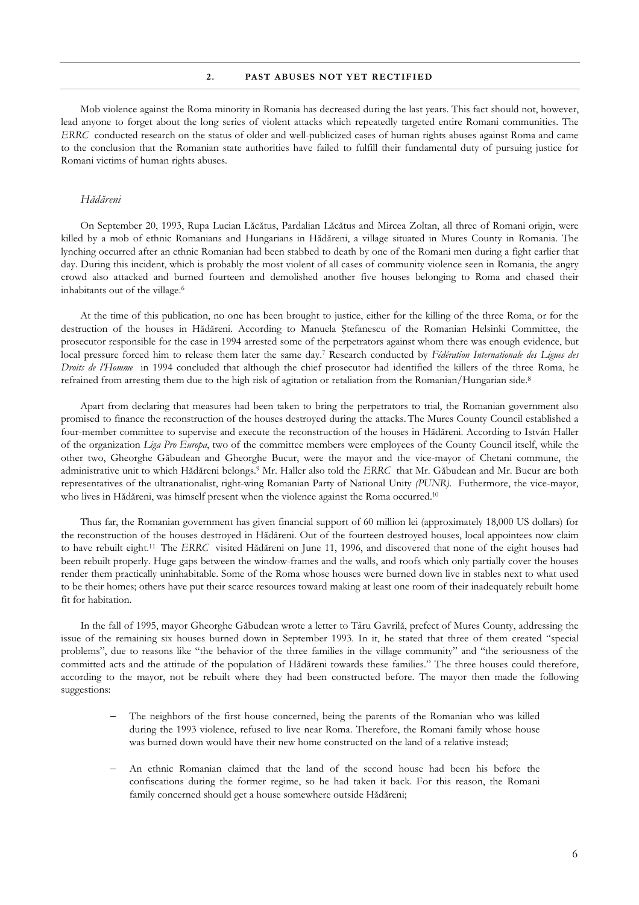## 2. PAST ABUSES NOT YET RECTIFIED

Mob violence against the Roma minority in Romania has decreased during the last years. This fact should not, however, lead anyone to forget about the long series of violent attacks which repeatedly targeted entire Romani communities. The *ERRC* conducted research on the status of older and well-publicized cases of human rights abuses against Roma and came to the conclusion that the Romanian state authorities have failed to fulfill their fundamental duty of pursuing justice for Romani victims of human rights abuses.

### *Hădăreni*

On September 20, 1993, Rupa Lucian Lăcătus, Pardalian Lăcătus and Mircea Zoltan, all three of Romani origin, were killed by a mob of ethnic Romanians and Hungarians in Hădăreni, a village situated in Mures County in Romania. The lynching occurred after an ethnic Romanian had been stabbed to death by one of the Romani men during a fight earlier that day. During this incident, which is probably the most violent of all cases of community violence seen in Romania, the angry crowd also attacked and burned fourteen and demolished another five houses belonging to Roma and chased their inhabitants out of the village.[6]

At the time of this publication, no one has been brought to justice, either for the killing of the three Roma, or for the destruction of the houses in Hădăreni. According to Manuela Ștefanescu of the Romanian Helsinki Committee, the prosecutor responsible for the case in 1994 arrested some of the perpetrators against whom there was enough evidence, but local pressure forced him to release them later the same day.[7] Research conducted by *Fédération Internationale des Ligues des Droits de l'Homme* in 1994 concluded that although the chief prosecutor had identified the killers of the three Roma, he refrained from arresting them due to the high risk of agitation or retaliation from the Romanian/Hungarian side.[8]

Apart from declaring that measures had been taken to bring the perpetrators to trial, the Romanian government also promised to finance the reconstruction of the houses destroyed during the attacks. The Mures County Council established a four-member committee to supervise and execute the reconstruction of the houses in Hădăreni. According to István Haller of the organization *Liga Pro Europa*, two of the committee members were employees of the County Council itself, while the other two, Gheorghe Găbudean and Gheorghe Bucur, were the mayor and the vice-mayor of Chetani commune, the administrative unit to which Hădăreni belongs.[9] Mr. Haller also told the *ERRC* that Mr. Găbudean and Mr. Bucur are both representatives of the ultranationalist, right-wing Romanian Party of National Unity *(PUNR).* Futhermore, the vice-mayor, who lives in Hădăreni, was himself present when the violence against the Roma occurred.[10]

Thus far, the Romanian government has given financial support of 60 million lei (approximately 18,000 US dollars) for the reconstruction of the houses destroyed in Hădăreni. Out of the fourteen destroyed houses, local appointees now claim to have rebuilt eight.[11] The *ERRC* visited Hădăreni on June 11, 1996, and discovered that none of the eight houses had been rebuilt properly. Huge gaps between the window-frames and the walls, and roofs which only partially cover the houses render them practically uninhabitable. Some of the Roma whose houses were burned down live in stables next to what used to be their homes; others have put their scarce resources toward making at least one room of their inadequately rebuilt home fit for habitation.

In the fall of 1995, mayor Gheorghe Găbudean wrote a letter to Târu Gavrilă, prefect of Mures County, addressing the issue of the remaining six houses burned down in September 1993. In it, he stated that three of them created "special problems", due to reasons like "the behavior of the three families in the village community" and "the seriousness of the committed acts and the attitude of the population of Hădăreni towards these families." The three houses could therefore, according to the mayor, not be rebuilt where they had been constructed before. The mayor then made the following suggestions:

- The neighbors of the first house concerned, being the parents of the Romanian who was killed during the 1993 violence, refused to live near Roma. Therefore, the Romani family whose house was burned down would have their new home constructed on the land of a relative instead;

- An ethnic Romanian claimed that the land of the second house had been his before the confiscations during the former regime, so he had taken it back. For this reason, the Romani family concerned should get a house somewhere outside Hădăreni;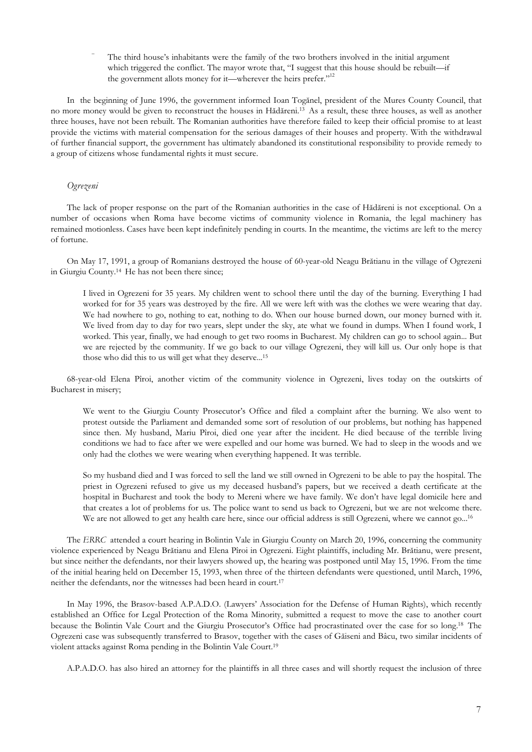- The third house's inhabitants were the family of the two brothers involved in the initial argument which triggered the conflict. The mayor wrote that, "I suggest that this house should be rebuilt—if the government allots money for it—wherever the heirs prefer."[12]

In the beginning of June 1996, the government informed Ioan Togănel, president of the Mures County Council, that no more money would be given to reconstruct the houses in Hădăreni.[13] As a result, these three houses, as well as another three houses, have not been rebuilt. The Romanian authorities have therefore failed to keep their official promise to at least provide the victims with material compensation for the serious damages of their houses and property. With the withdrawal of further financial support, the government has ultimately abandoned its constitutional responsibility to provide remedy to a group of citizens whose fundamental rights it must secure.

*Ogrezeni*

The lack of proper response on the part of the Romanian authorities in the case of Hădăreni is not exceptional. On a number of occasions when Roma have become victims of community violence in Romania, the legal machinery has remained motionless. Cases have been kept indefinitely pending in courts. In the meantime, the victims are left to the mercy of fortune.

On May 17, 1991, a group of Romanians destroyed the house of 60-year-old Neagu Brătianu in the village of Ogrezeni in Giurgiu County.[14] He has not been there since;

> I lived in Ogrezeni for 35 years. My children went to school there until the day of the burning. Everything I had worked for for 35 years was destroyed by the fire. All we were left with was the clothes we were wearing that day. We had nowhere to go, nothing to eat, nothing to do. When our house burned down, our money burned with it. We lived from day to day for two years, slept under the sky, ate what we found in dumps. When I found work, I worked. This year, finally, we had enough to get two rooms in Bucharest. My children can go to school again... But we are rejected by the community. If we go back to our village Ogrezeni, they will kill us. Our only hope is that those who did this to us will get what they deserve...[15]

68-year-old Elena Pîroi, another victim of the community violence in Ogrezeni, lives today on the outskirts of Bucharest in misery;

> We went to the Giurgiu County Prosecutor's Office and filed a complaint after the burning. We also went to protest outside the Parliament and demanded some sort of resolution of our problems, but nothing has happened since then. My husband, Mariu Pîroi, died one year after the incident. He died because of the terrible living conditions we had to face after we were expelled and our home was burned. We had to sleep in the woods and we only had the clothes we were wearing when everything happened. It was terrible.
>
> So my husband died and I was forced to sell the land we still owned in Ogrezeni to be able to pay the hospital. The priest in Ogrezeni refused to give us my deceased husband's papers, but we received a death certificate at the hospital in Bucharest and took the body to Mereni where we have family. We don't have legal domicile here and that creates a lot of problems for us. The police want to send us back to Ogrezeni, but we are not welcome there. We are not allowed to get any health care here, since our official address is still Ogrezeni, where we cannot go...[16]

The *ERRC* attended a court hearing in Bolintin Vale in Giurgiu County on March 20, 1996, concerning the community violence experienced by Neagu Brătianu and Elena Pîroi in Ogrezeni. Eight plaintiffs, including Mr. Brătianu, were present, but since neither the defendants, nor their lawyers showed up, the hearing was postponed until May 15, 1996. From the time of the initial hearing held on December 15, 1993, when three of the thirteen defendants were questioned, until March, 1996, neither the defendants, nor the witnesses had been heard in court.[17]

In May 1996, the Brasov-based A.P.A.D.O. (Lawyers' Association for the Defense of Human Rights), which recently established an Office for Legal Protection of the Roma Minority, submitted a request to move the case to another court because the Bolintin Vale Court and the Giurgiu Prosecutor's Office had procrastinated over the case for so long.[18] The Ogrezeni case was subsequently transferred to Brasov, together with the cases of Găiseni and Bâcu, two similar incidents of violent attacks against Roma pending in the Bolintin Vale Court.[19]

A.P.A.D.O. has also hired an attorney for the plaintiffs in all three cases and will shortly request the inclusion of three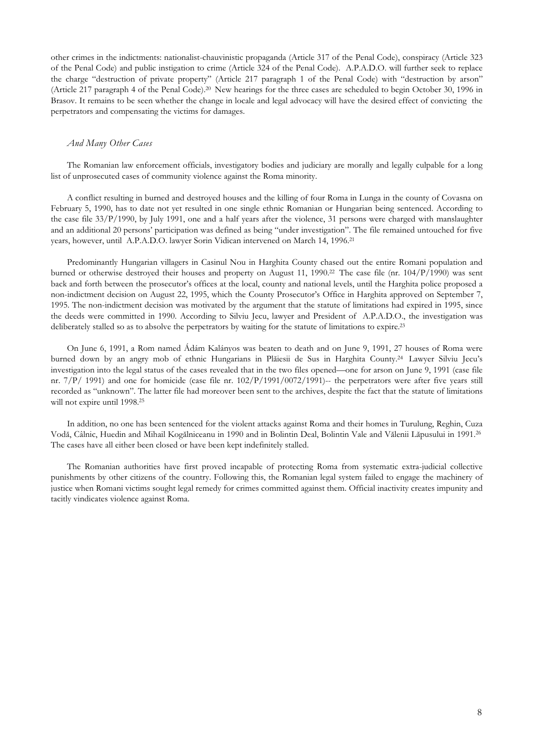other crimes in the indictments: nationalist-chauvinistic propaganda (Article 317 of the Penal Code), conspiracy (Article 323 of the Penal Code) and public instigation to crime (Article 324 of the Penal Code). A.P.A.D.O. will further seek to replace the charge "destruction of private property" (Article 217 paragraph 1 of the Penal Code) with "destruction by arson" (Article 217 paragraph 4 of the Penal Code).[20] New hearings for the three cases are scheduled to begin October 30, 1996 in Brasov. It remains to be seen whether the change in locale and legal advocacy will have the desired effect of convicting the perpetrators and compensating the victims for damages.

### *And Many Other Cases*

The Romanian law enforcement officials, investigatory bodies and judiciary are morally and legally culpable for a long list of unprosecuted cases of community violence against the Roma minority.

A conflict resulting in burned and destroyed houses and the killing of four Roma in Lunga in the county of Covasna on February 5, 1990, has to date not yet resulted in one single ethnic Romanian or Hungarian being sentenced. According to the case file 33/P/1990, by July 1991, one and a half years after the violence, 31 persons were charged with manslaughter and an additional 20 persons' participation was defined as being "under investigation". The file remained untouched for five years, however, until A.P.A.D.O. lawyer Sorin Vidican intervened on March 14, 1996.[21]

Predominantly Hungarian villagers in Casinul Nou in Harghita County chased out the entire Romani population and burned or otherwise destroyed their houses and property on August 11, 1990.[22] The case file (nr. 104/P/1990) was sent back and forth between the prosecutor's offices at the local, county and national levels, until the Harghita police proposed a non-indictment decision on August 22, 1995, which the County Prosecutor's Office in Harghita approved on September 7, 1995. The non-indictment decision was motivated by the argument that the statute of limitations had expired in 1995, since the deeds were committed in 1990. According to Silviu Jecu, lawyer and President of A.P.A.D.O., the investigation was deliberately stalled so as to absolve the perpetrators by waiting for the statute of limitations to expire.[23]

On June 6, 1991, a Rom named Ádám Kalányos was beaten to death and on June 9, 1991, 27 houses of Roma were burned down by an angry mob of ethnic Hungarians in Plăiesii de Sus in Harghita County.[24] Lawyer Silviu Jecu's investigation into the legal status of the cases revealed that in the two files opened—one for arson on June 9, 1991 (case file nr. 7/P/ 1991) and one for homicide (case file nr. 102/P/1991/0072/1991)-- the perpetrators were after five years still recorded as "unknown". The latter file had moreover been sent to the archives, despite the fact that the statute of limitations will not expire until 1998.[25]

In addition, no one has been sentenced for the violent attacks against Roma and their homes in Turulung, Reghin, Cuza Vodă, Câlnic, Huedin and Mihail Kogălniceanu in 1990 and in Bolintin Deal, Bolintin Vale and Vălenii Lăpusului in 1991.[26] The cases have all either been closed or have been kept indefinitely stalled.

The Romanian authorities have first proved incapable of protecting Roma from systematic extra-judicial collective punishments by other citizens of the country. Following this, the Romanian legal system failed to engage the machinery of justice when Romani victims sought legal remedy for crimes committed against them. Official inactivity creates impunity and tacitly vindicates violence against Roma.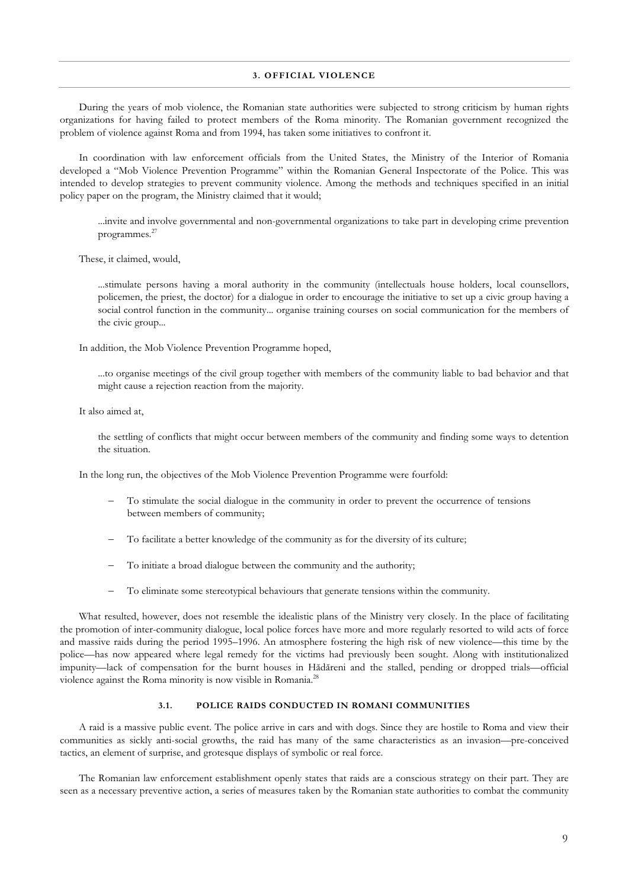## 3. OFFICIAL VIOLENCE

During the years of mob violence, the Romanian state authorities were subjected to strong criticism by human rights organizations for having failed to protect members of the Roma minority. The Romanian government recognized the problem of violence against Roma and from 1994, has taken some initiatives to confront it.

In coordination with law enforcement officials from the United States, the Ministry of the Interior of Romania developed a "Mob Violence Prevention Programme" within the Romanian General Inspectorate of the Police. This was intended to develop strategies to prevent community violence. Among the methods and techniques specified in an initial policy paper on the program, the Ministry claimed that it would;

> ...invite and involve governmental and non-governmental organizations to take part in developing crime prevention programmes.[27]

These, it claimed, would,

> ...stimulate persons having a moral authority in the community (intellectuals house holders, local counsellors, policemen, the priest, the doctor) for a dialogue in order to encourage the initiative to set up a civic group having a social control function in the community... organise training courses on social communication for the members of the civic group...

In addition, the Mob Violence Prevention Programme hoped,

> ...to organise meetings of the civil group together with members of the community liable to bad behavior and that might cause a rejection reaction from the majority.

It also aimed at,

> the settling of conflicts that might occur between members of the community and finding some ways to detention the situation.

In the long run, the objectives of the Mob Violence Prevention Programme were fourfold:

- To stimulate the social dialogue in the community in order to prevent the occurrence of tensions between members of community;
- To facilitate a better knowledge of the community as for the diversity of its culture;
- To initiate a broad dialogue between the community and the authority;
- To eliminate some stereotypical behaviours that generate tensions within the community.

What resulted, however, does not resemble the idealistic plans of the Ministry very closely. In the place of facilitating the promotion of inter-community dialogue, local police forces have more and more regularly resorted to wild acts of force and massive raids during the period 1995–1996. An atmosphere fostering the high risk of new violence—this time by the police—has now appeared where legal remedy for the victims had previously been sought. Along with institutionalized impunity—lack of compensation for the burnt houses in Hădăreni and the stalled, pending or dropped trials—official violence against the Roma minority is now visible in Romania.[28]

### 3.1. POLICE RAIDS CONDUCTED IN ROMANI COMMUNITIES

A raid is a massive public event. The police arrive in cars and with dogs. Since they are hostile to Roma and view their communities as sickly anti-social growths, the raid has many of the same characteristics as an invasion—pre-conceived tactics, an element of surprise, and grotesque displays of symbolic or real force.

The Romanian law enforcement establishment openly states that raids are a conscious strategy on their part. They are seen as a necessary preventive action, a series of measures taken by the Romanian state authorities to combat the community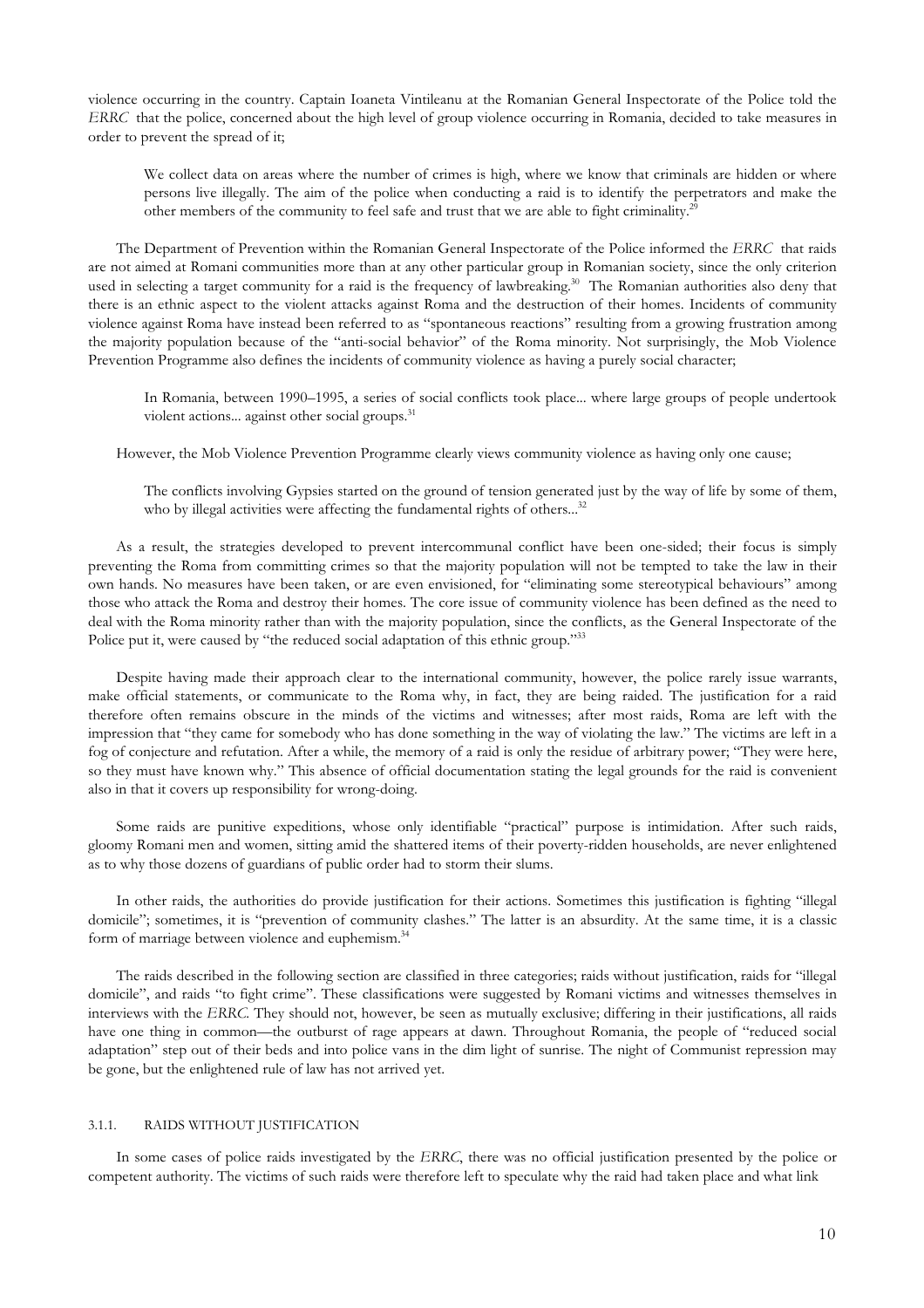violence occurring in the country. Captain Ioaneta Vintileanu at the Romanian General Inspectorate of the Police told the *ERRC* that the police, concerned about the high level of group violence occurring in Romania, decided to take measures in order to prevent the spread of it;

> We collect data on areas where the number of crimes is high, where we know that criminals are hidden or where persons live illegally. The aim of the police when conducting a raid is to identify the perpetrators and make the other members of the community to feel safe and trust that we are able to fight criminality.[29]

The Department of Prevention within the Romanian General Inspectorate of the Police informed the *ERRC* that raids are not aimed at Romani communities more than at any other particular group in Romanian society, since the only criterion used in selecting a target community for a raid is the frequency of lawbreaking.[30] The Romanian authorities also deny that there is an ethnic aspect to the violent attacks against Roma and the destruction of their homes. Incidents of community violence against Roma have instead been referred to as "spontaneous reactions" resulting from a growing frustration among the majority population because of the "anti-social behavior" of the Roma minority. Not surprisingly, the Mob Violence Prevention Programme also defines the incidents of community violence as having a purely social character;

> In Romania, between 1990–1995, a series of social conflicts took place... where large groups of people undertook violent actions... against other social groups.[31]

However, the Mob Violence Prevention Programme clearly views community violence as having only one cause;

> The conflicts involving Gypsies started on the ground of tension generated just by the way of life by some of them, who by illegal activities were affecting the fundamental rights of others...[32]

As a result, the strategies developed to prevent intercommunal conflict have been one-sided; their focus is simply preventing the Roma from committing crimes so that the majority population will not be tempted to take the law in their own hands. No measures have been taken, or are even envisioned, for "eliminating some stereotypical behaviours" among those who attack the Roma and destroy their homes. The core issue of community violence has been defined as the need to deal with the Roma minority rather than with the majority population, since the conflicts, as the General Inspectorate of the Police put it, were caused by "the reduced social adaptation of this ethnic group."[33]

Despite having made their approach clear to the international community, however, the police rarely issue warrants, make official statements, or communicate to the Roma why, in fact, they are being raided. The justification for a raid therefore often remains obscure in the minds of the victims and witnesses; after most raids, Roma are left with the impression that "they came for somebody who has done something in the way of violating the law." The victims are left in a fog of conjecture and refutation. After a while, the memory of a raid is only the residue of arbitrary power; "They were here, so they must have known why." This absence of official documentation stating the legal grounds for the raid is convenient also in that it covers up responsibility for wrong-doing.

Some raids are punitive expeditions, whose only identifiable "practical" purpose is intimidation. After such raids, gloomy Romani men and women, sitting amid the shattered items of their poverty-ridden households, are never enlightened as to why those dozens of guardians of public order had to storm their slums.

In other raids, the authorities do provide justification for their actions. Sometimes this justification is fighting "illegal domicile"; sometimes, it is "prevention of community clashes." The latter is an absurdity. At the same time, it is a classic form of marriage between violence and euphemism.[34]

The raids described in the following section are classified in three categories; raids without justification, raids for "illegal domicile", and raids "to fight crime". These classifications were suggested by Romani victims and witnesses themselves in interviews with the *ERRC.* They should not, however, be seen as mutually exclusive; differing in their justifications, all raids have one thing in common—the outburst of rage appears at dawn. Throughout Romania, the people of "reduced social adaptation" step out of their beds and into police vans in the dim light of sunrise. The night of Communist repression may be gone, but the enlightened rule of law has not arrived yet.

### 3.1.1. RAIDS WITHOUT JUSTIFICATION

In some cases of police raids investigated by the *ERRC*, there was no official justification presented by the police or competent authority. The victims of such raids were therefore left to speculate why the raid had taken place and what link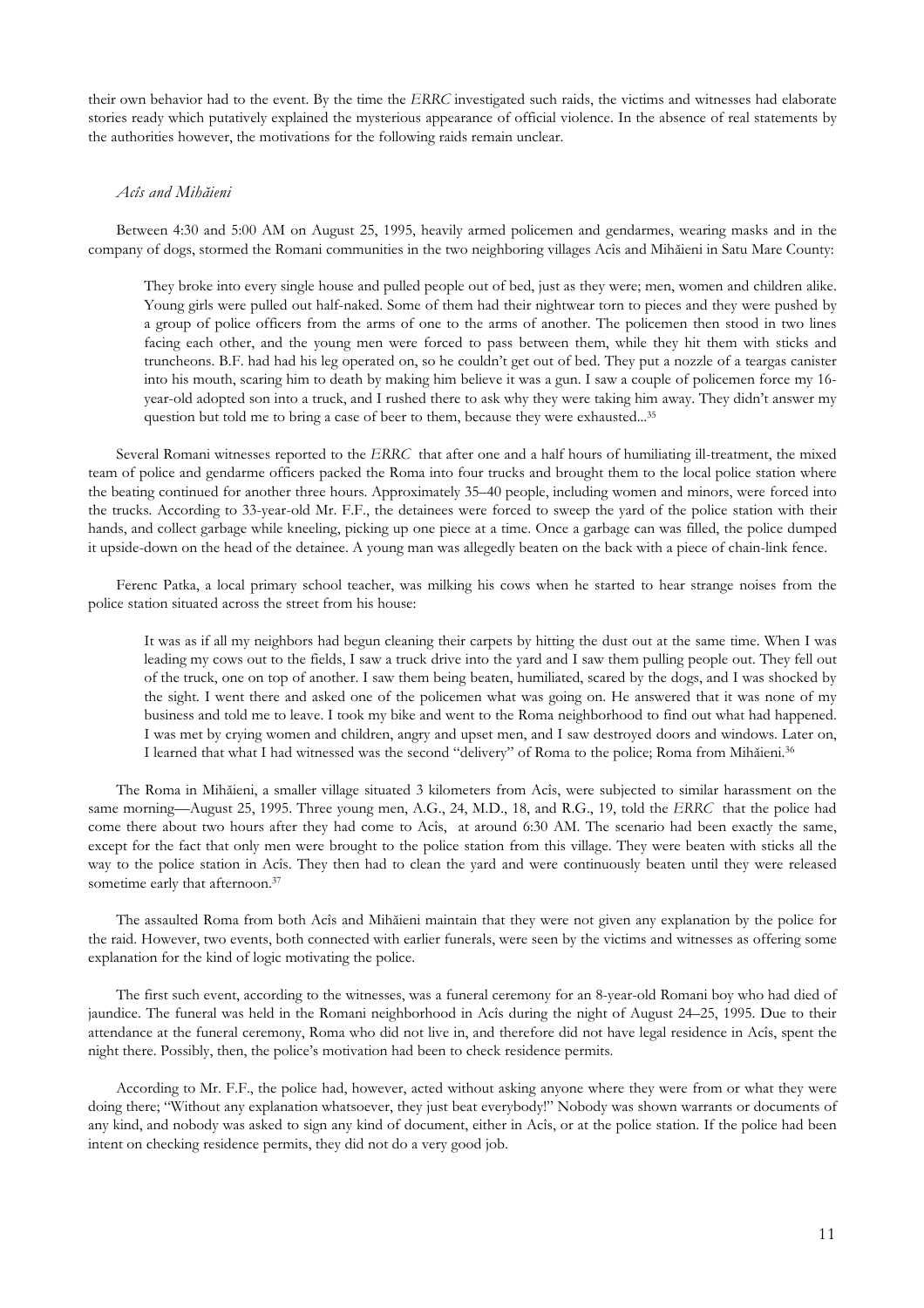their own behavior had to the event. By the time the *ERRC* investigated such raids, the victims and witnesses had elaborate stories ready which putatively explained the mysterious appearance of official violence. In the absence of real statements by the authorities however, the motivations for the following raids remain unclear.

### *Acîs and Mihăieni*

Between 4:30 and 5:00 AM on August 25, 1995, heavily armed policemen and gendarmes, wearing masks and in the company of dogs, stormed the Romani communities in the two neighboring villages Acîs and Mihăieni in Satu Mare County:

> They broke into every single house and pulled people out of bed, just as they were; men, women and children alike. Young girls were pulled out half-naked. Some of them had their nightwear torn to pieces and they were pushed by a group of police officers from the arms of one to the arms of another. The policemen then stood in two lines facing each other, and the young men were forced to pass between them, while they hit them with sticks and truncheons. B.F. had had his leg operated on, so he couldn't get out of bed. They put a nozzle of a teargas canister into his mouth, scaring him to death by making him believe it was a gun. I saw a couple of policemen force my 16-year-old adopted son into a truck, and I rushed there to ask why they were taking him away. They didn't answer my question but told me to bring a case of beer to them, because they were exhausted...[35]

Several Romani witnesses reported to the *ERRC* that after one and a half hours of humiliating ill-treatment, the mixed team of police and gendarme officers packed the Roma into four trucks and brought them to the local police station where the beating continued for another three hours. Approximately 35–40 people, including women and minors, were forced into the trucks. According to 33-year-old Mr. F.F., the detainees were forced to sweep the yard of the police station with their hands, and collect garbage while kneeling, picking up one piece at a time. Once a garbage can was filled, the police dumped it upside-down on the head of the detainee. A young man was allegedly beaten on the back with a piece of chain-link fence.

Ferenc Patka, a local primary school teacher, was milking his cows when he started to hear strange noises from the police station situated across the street from his house:

> It was as if all my neighbors had begun cleaning their carpets by hitting the dust out at the same time. When I was leading my cows out to the fields, I saw a truck drive into the yard and I saw them pulling people out. They fell out of the truck, one on top of another. I saw them being beaten, humiliated, scared by the dogs, and I was shocked by the sight. I went there and asked one of the policemen what was going on. He answered that it was none of my business and told me to leave. I took my bike and went to the Roma neighborhood to find out what had happened. I was met by crying women and children, angry and upset men, and I saw destroyed doors and windows. Later on, I learned that what I had witnessed was the second "delivery" of Roma to the police; Roma from Mihăieni.[36]

The Roma in Mihăieni, a smaller village situated 3 kilometers from Acîs, were subjected to similar harassment on the same morning—August 25, 1995. Three young men, A.G., 24, M.D., 18, and R.G., 19, told the *ERRC* that the police had come there about two hours after they had come to Acîs, at around 6:30 AM. The scenario had been exactly the same, except for the fact that only men were brought to the police station from this village. They were beaten with sticks all the way to the police station in Acîs. They then had to clean the yard and were continuously beaten until they were released sometime early that afternoon.[37]

The assaulted Roma from both Acîs and Mihăieni maintain that they were not given any explanation by the police for the raid. However, two events, both connected with earlier funerals, were seen by the victims and witnesses as offering some explanation for the kind of logic motivating the police.

The first such event, according to the witnesses, was a funeral ceremony for an 8-year-old Romani boy who had died of jaundice. The funeral was held in the Romani neighborhood in Acîs during the night of August 24–25, 1995. Due to their attendance at the funeral ceremony, Roma who did not live in, and therefore did not have legal residence in Acîs, spent the night there. Possibly, then, the police's motivation had been to check residence permits.

According to Mr. F.F., the police had, however, acted without asking anyone where they were from or what they were doing there; "Without any explanation whatsoever, they just beat everybody!" Nobody was shown warrants or documents of any kind, and nobody was asked to sign any kind of document, either in Acîs, or at the police station. If the police had been intent on checking residence permits, they did not do a very good job.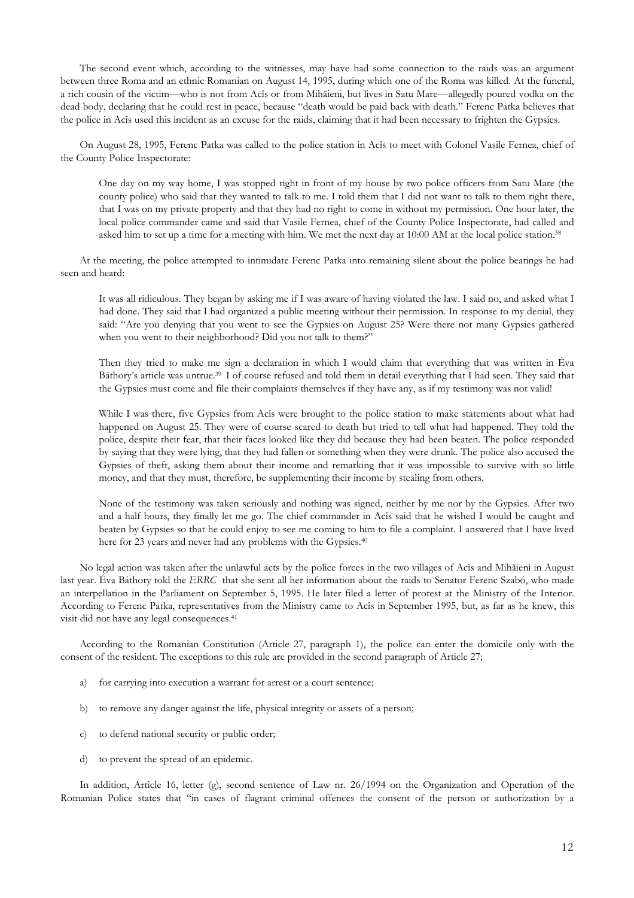The second event which, according to the witnesses, may have had some connection to the raids was an argument between three Roma and an ethnic Romanian on August 14, 1995, during which one of the Roma was killed. At the funeral, a rich cousin of the victim—who is not from Acîs or from Mihăieni, but lives in Satu Mare—allegedly poured vodka on the dead body, declaring that he could rest in peace, because "death would be paid back with death." Ferenc Patka believes that the police in Acîs used this incident as an excuse for the raids, claiming that it had been necessary to frighten the Gypsies.

On August 28, 1995, Ferenc Patka was called to the police station in Acîs to meet with Colonel Vasile Fernea, chief of the County Police Inspectorate:

> One day on my way home, I was stopped right in front of my house by two police officers from Satu Mare (the county police) who said that they wanted to talk to me. I told them that I did not want to talk to them right there, that I was on my private property and that they had no right to come in without my permission. One hour later, the local police commander came and said that Vasile Fernea, chief of the County Police Inspectorate, had called and asked him to set up a time for a meeting with him. We met the next day at 10:00 AM at the local police station.[38]

At the meeting, the police attempted to intimidate Ferenc Patka into remaining silent about the police beatings he had seen and heard:

> It was all ridiculous. They began by asking me if I was aware of having violated the law. I said no, and asked what I had done. They said that I had organized a public meeting without their permission. In response to my denial, they said: "Are you denying that you went to see the Gypsies on August 25? Were there not many Gypsies gathered when you went to their neighborhood? Did you not talk to them?"
>
> Then they tried to make me sign a declaration in which I would claim that everything that was written in Éva Báthory's article was untrue.[39] I of course refused and told them in detail everything that I had seen. They said that the Gypsies must come and file their complaints themselves if they have any, as if my testimony was not valid!
>
> While I was there, five Gypsies from Acîs were brought to the police station to make statements about what had happened on August 25. They were of course scared to death but tried to tell what had happened. They told the police, despite their fear, that their faces looked like they did because they had been beaten. The police responded by saying that they were lying, that they had fallen or something when they were drunk. The police also accused the Gypsies of theft, asking them about their income and remarking that it was impossible to survive with so little money, and that they must, therefore, be supplementing their income by stealing from others.
>
> None of the testimony was taken seriously and nothing was signed, neither by me nor by the Gypsies. After two and a half hours, they finally let me go. The chief commander in Acîs said that he wished I would be caught and beaten by Gypsies so that he could enjoy to see me coming to him to file a complaint. I answered that I have lived here for 23 years and never had any problems with the Gypsies.[40]

No legal action was taken after the unlawful acts by the police forces in the two villages of Acis and Mihăieni in August last year. Éva Báthory told the *ERRC* that she sent all her information about the raids to Senator Ferenc Szabó, who made an interpellation in the Parliament on September 5, 1995. He later filed a letter of protest at the Ministry of the Interior. According to Ferenc Patka, representatives from the Ministry came to Acîs in September 1995, but, as far as he knew, this visit did not have any legal consequences.[41]

According to the Romanian Constitution (Article 27, paragraph 1), the police can enter the domicile only with the consent of the resident. The exceptions to this rule are provided in the second paragraph of Article 27;

a) for carrying into execution a warrant for arrest or a court sentence;

b) to remove any danger against the life, physical integrity or assets of a person;

c) to defend national security or public order;

d) to prevent the spread of an epidemic.

In addition, Article 16, letter (g), second sentence of Law nr. 26/1994 on the Organization and Operation of the Romanian Police states that "in cases of flagrant criminal offences the consent of the person or authorization by a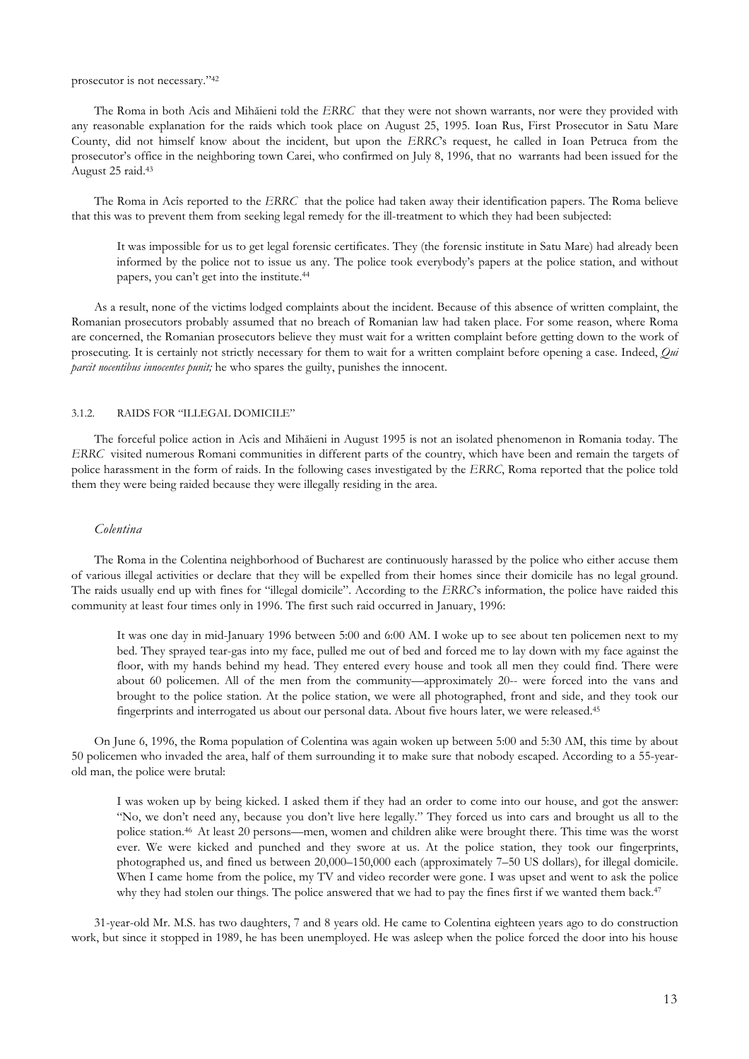prosecutor is not necessary."[42]

The Roma in both Acîs and Mihăieni told the *ERRC* that they were not shown warrants, nor were they provided with any reasonable explanation for the raids which took place on August 25, 1995. Ioan Rus, First Prosecutor in Satu Mare County, did not himself know about the incident, but upon the *ERRC*'s request, he called in Ioan Petruca from the prosecutor's office in the neighboring town Carei, who confirmed on July 8, 1996, that no warrants had been issued for the August 25 raid.[43]

The Roma in Acîs reported to the *ERRC* that the police had taken away their identification papers. The Roma believe that this was to prevent them from seeking legal remedy for the ill-treatment to which they had been subjected:

> It was impossible for us to get legal forensic certificates. They (the forensic institute in Satu Mare) had already been informed by the police not to issue us any. The police took everybody's papers at the police station, and without papers, you can't get into the institute.[44]

As a result, none of the victims lodged complaints about the incident. Because of this absence of written complaint, the Romanian prosecutors probably assumed that no breach of Romanian law had taken place. For some reason, where Roma are concerned, the Romanian prosecutors believe they must wait for a written complaint before getting down to the work of prosecuting. It is certainly not strictly necessary for them to wait for a written complaint before opening a case. Indeed, *Qui parcit nocentibus innocentes punit;* he who spares the guilty, punishes the innocent.

### 3.1.2. RAIDS FOR "ILLEGAL DOMICILE"

The forceful police action in Acîs and Mihăieni in August 1995 is not an isolated phenomenon in Romania today. The *ERRC* visited numerous Romani communities in different parts of the country, which have been and remain the targets of police harassment in the form of raids. In the following cases investigated by the *ERRC*, Roma reported that the police told them they were being raided because they were illegally residing in the area.

#### *Colentina*

The Roma in the Colentina neighborhood of Bucharest are continuously harassed by the police who either accuse them of various illegal activities or declare that they will be expelled from their homes since their domicile has no legal ground. The raids usually end up with fines for "illegal domicile". According to the *ERRC*'s information, the police have raided this community at least four times only in 1996. The first such raid occurred in January, 1996:

> It was one day in mid-January 1996 between 5:00 and 6:00 AM. I woke up to see about ten policemen next to my bed. They sprayed tear-gas into my face, pulled me out of bed and forced me to lay down with my face against the floor, with my hands behind my head. They entered every house and took all men they could find. There were about 60 policemen. All of the men from the community—approximately 20-- were forced into the vans and brought to the police station. At the police station, we were all photographed, front and side, and they took our fingerprints and interrogated us about our personal data. About five hours later, we were released.[45]

On June 6, 1996, the Roma population of Colentina was again woken up between 5:00 and 5:30 AM, this time by about 50 policemen who invaded the area, half of them surrounding it to make sure that nobody escaped. According to a 55-year-old man, the police were brutal:

> I was woken up by being kicked. I asked them if they had an order to come into our house, and got the answer: "No, we don't need any, because you don't live here legally." They forced us into cars and brought us all to the police station.[46] At least 20 persons—men, women and children alike were brought there. This time was the worst ever. We were kicked and punched and they swore at us. At the police station, they took our fingerprints, photographed us, and fined us between 20,000–150,000 each (approximately 7–50 US dollars), for illegal domicile. When I came home from the police, my TV and video recorder were gone. I was upset and went to ask the police why they had stolen our things. The police answered that we had to pay the fines first if we wanted them back.[47]

31-year-old Mr. M.S. has two daughters, 7 and 8 years old. He came to Colentina eighteen years ago to do construction work, but since it stopped in 1989, he has been unemployed. He was asleep when the police forced the door into his house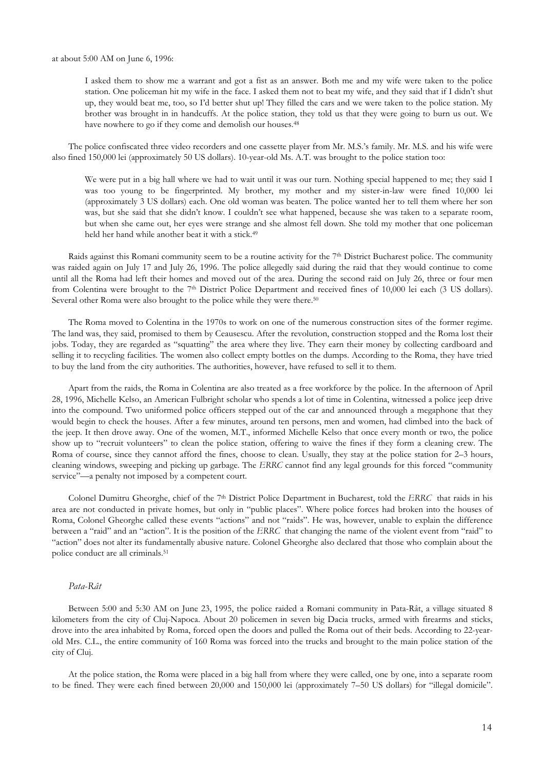at about 5:00 AM on June 6, 1996:

> I asked them to show me a warrant and got a fist as an answer. Both me and my wife were taken to the police station. One policeman hit my wife in the face. I asked them not to beat my wife, and they said that if I didn't shut up, they would beat me, too, so I'd better shut up! They filled the cars and we were taken to the police station. My brother was brought in in handcuffs. At the police station, they told us that they were going to burn us out. We have nowhere to go if they come and demolish our houses.[48]

The police confiscated three video recorders and one cassette player from Mr. M.S.'s family. Mr. M.S and his wife were also fined 150,000 lei (approximately 50 US dollars). 10-year-old Ms. A.T. was brought to the police station too:

> We were put in a big hall where we had to wait until it was our turn. Nothing special happened to me; they said I was too young to be fingerprinted. My brother, my mother and my sister-in-law were fined 10,000 lei (approximately 3 US dollars) each. One old woman was beaten. The police wanted her to tell them where her son was, but she said that she didn't know. I couldn't see what happened, because she was taken to a separate room, but when she came out, her eyes were strange and she almost fell down. She told my mother that one policeman held her hand while another beat it with a stick.[49]

Raids against this Romani community seem to be a routine activity for the 7th District Bucharest police. The community was raided again on July 17 and July 26, 1996. The police allegedly said during the raid that they would continue to come until all the Roma had left their homes and moved out of the area. During the second raid on July 26, three or four men from Colentina were brought to the 7th District Police Department and received fines of 10,000 lei each (3 US dollars). Several other Roma were also brought to the police while they were there.[50]

The Roma moved to Colentina in the 1970s to work on one of the numerous construction sites of the former regime. The land was, they said, promised to them by Ceausescu. After the revolution, construction stopped and the Roma lost their jobs. Today, they are regarded as "squatting" the area where they live. They earn their money by collecting cardboard and selling it to recycling facilities. The women also collect empty bottles on the dumps. According to the Roma, they have tried to buy the land from the city authorities. The authorities, however, have refused to sell it to them.

Apart from the raids, the Roma in Colentina are also treated as a free workforce by the police. In the afternoon of April 28, 1996, Michelle Kelso, an American Fulbright scholar who spends a lot of time in Colentina, witnessed a police jeep drive into the compound. Two uniformed police officers stepped out of the car and announced through a megaphone that they would begin to check the houses. After a few minutes, around ten persons, men and women, had climbed into the back of the jeep. It then drove away. One of the women, M.T., informed Michelle Kelso that once every month or two, the police show up to "recruit volunteers" to clean the police station, offering to waive the fines if they form a cleaning crew. The Roma of course, since they cannot afford the fines, choose to clean. Usually, they stay at the police station for 2–3 hours, cleaning windows, sweeping and picking up garbage. The *ERRC* cannot find any legal grounds for this forced "community service"—a penalty not imposed by a competent court.

Colonel Dumitru Gheorghe, chief of the 7th District Police Department in Bucharest, told the *ERRC* that raids in his area are not conducted in private homes, but only in "public places". Where police forces had broken into the houses of Roma, Colonel Gheorghe called these events "actions" and not "raids". He was, however, unable to explain the difference between a "raid" and an "action". It is the position of the *ERRC* that changing the name of the violent event from "raid" to "action" does not alter its fundamentally abusive nature. Colonel Gheorghe also declared that those who complain about the police conduct are all criminals.[51]

### *Pata-Rât*

Between 5:00 and 5:30 AM on June 23, 1995, the police raided a Romani community in Pata-Rât, a village situated 8 kilometers from the city of Cluj-Napoca. About 20 policemen in seven big Dacia trucks, armed with firearms and sticks, drove into the area inhabited by Roma, forced open the doors and pulled the Roma out of their beds. According to 22-year-old Mrs. C.L., the entire community of 160 Roma was forced into the trucks and brought to the main police station of the city of Cluj.

At the police station, the Roma were placed in a big hall from where they were called, one by one, into a separate room to be fined. They were each fined between 20,000 and 150,000 lei (approximately 7–50 US dollars) for "illegal domicile".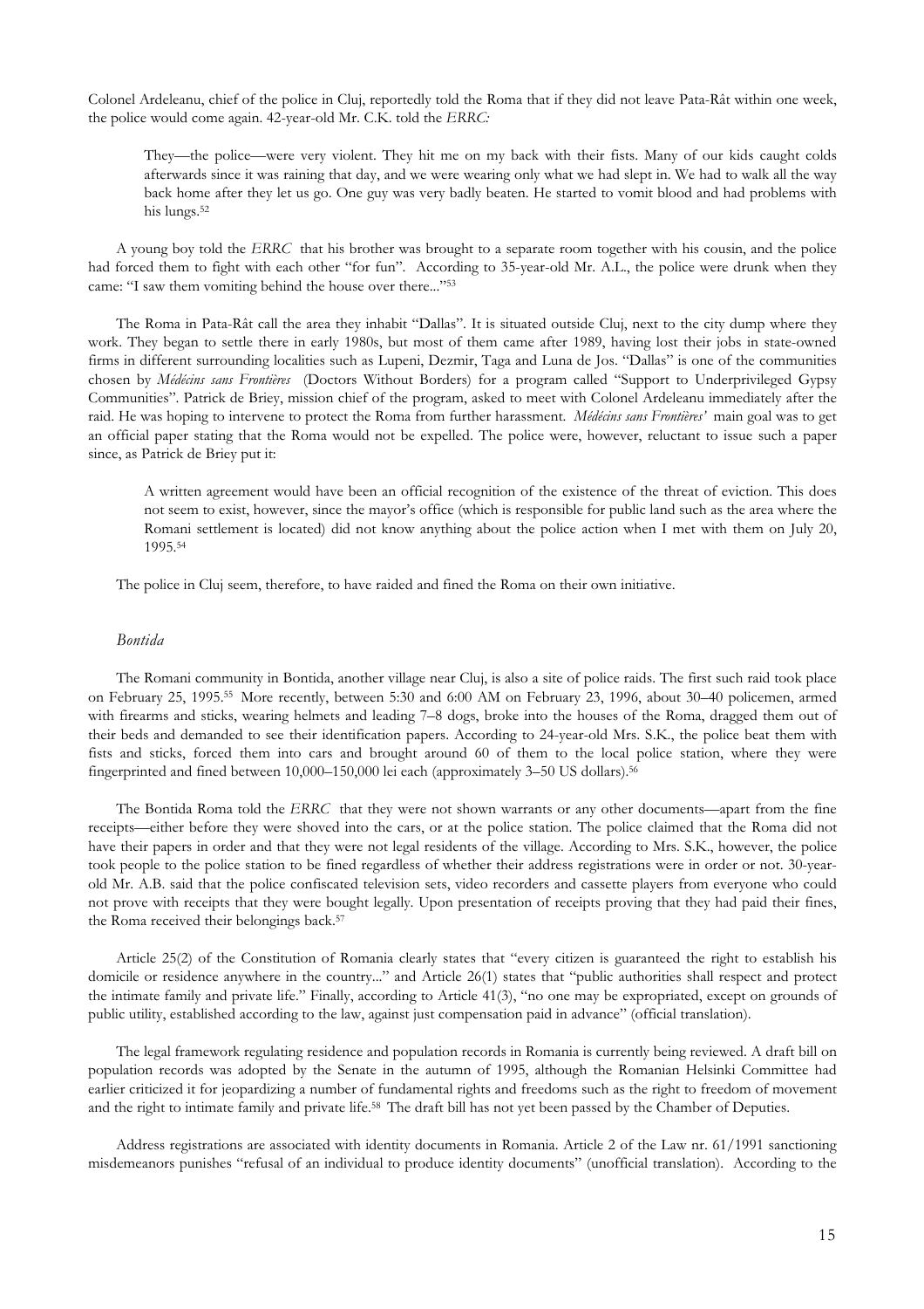Colonel Ardeleanu, chief of the police in Cluj, reportedly told the Roma that if they did not leave Pata-Rât within one week, the police would come again. 42-year-old Mr. C.K. told the *ERRC:*

> They—the police—were very violent. They hit me on my back with their fists. Many of our kids caught colds afterwards since it was raining that day, and we were wearing only what we had slept in. We had to walk all the way back home after they let us go. One guy was very badly beaten. He started to vomit blood and had problems with his lungs.[52]

A young boy told the *ERRC* that his brother was brought to a separate room together with his cousin, and the police had forced them to fight with each other "for fun". According to 35-year-old Mr. A.L., the police were drunk when they came: "I saw them vomiting behind the house over there..."[53]

The Roma in Pata-Rât call the area they inhabit "Dallas". It is situated outside Cluj, next to the city dump where they work. They began to settle there in early 1980s, but most of them came after 1989, having lost their jobs in state-owned firms in different surrounding localities such as Lupeni, Dezmir, Taga and Luna de Jos. "Dallas" is one of the communities chosen by *Médécins sans Frontières* (Doctors Without Borders) for a program called "Support to Underprivileged Gypsy Communities". Patrick de Briey, mission chief of the program, asked to meet with Colonel Ardeleanu immediately after the raid. He was hoping to intervene to protect the Roma from further harassment. *Médécins sans Frontières'* main goal was to get an official paper stating that the Roma would not be expelled. The police were, however, reluctant to issue such a paper since, as Patrick de Briey put it:

> A written agreement would have been an official recognition of the existence of the threat of eviction. This does not seem to exist, however, since the mayor's office (which is responsible for public land such as the area where the Romani settlement is located) did not know anything about the police action when I met with them on July 20, 1995.[54]

The police in Cluj seem, therefore, to have raided and fined the Roma on their own initiative.

### *Bontida*

The Romani community in Bontida, another village near Cluj, is also a site of police raids. The first such raid took place on February 25, 1995.[55] More recently, between 5:30 and 6:00 AM on February 23, 1996, about 30–40 policemen, armed with firearms and sticks, wearing helmets and leading 7–8 dogs, broke into the houses of the Roma, dragged them out of their beds and demanded to see their identification papers. According to 24-year-old Mrs. S.K., the police beat them with fists and sticks, forced them into cars and brought around 60 of them to the local police station, where they were fingerprinted and fined between 10,000–150,000 lei each (approximately 3–50 US dollars).[56]

The Bontida Roma told the *ERRC* that they were not shown warrants or any other documents—apart from the fine receipts—either before they were shoved into the cars, or at the police station. The police claimed that the Roma did not have their papers in order and that they were not legal residents of the village. According to Mrs. S.K., however, the police took people to the police station to be fined regardless of whether their address registrations were in order or not. 30-year-old Mr. A.B. said that the police confiscated television sets, video recorders and cassette players from everyone who could not prove with receipts that they were bought legally. Upon presentation of receipts proving that they had paid their fines, the Roma received their belongings back.[57]

Article 25(2) of the Constitution of Romania clearly states that "every citizen is guaranteed the right to establish his domicile or residence anywhere in the country..." and Article 26(1) states that "public authorities shall respect and protect the intimate family and private life." Finally, according to Article 41(3), "no one may be expropriated, except on grounds of public utility, established according to the law, against just compensation paid in advance" (official translation).

The legal framework regulating residence and population records in Romania is currently being reviewed. A draft bill on population records was adopted by the Senate in the autumn of 1995, although the Romanian Helsinki Committee had earlier criticized it for jeopardizing a number of fundamental rights and freedoms such as the right to freedom of movement and the right to intimate family and private life.[58] The draft bill has not yet been passed by the Chamber of Deputies.

Address registrations are associated with identity documents in Romania. Article 2 of the Law nr. 61/1991 sanctioning misdemeanors punishes "refusal of an individual to produce identity documents" (unofficial translation). According to the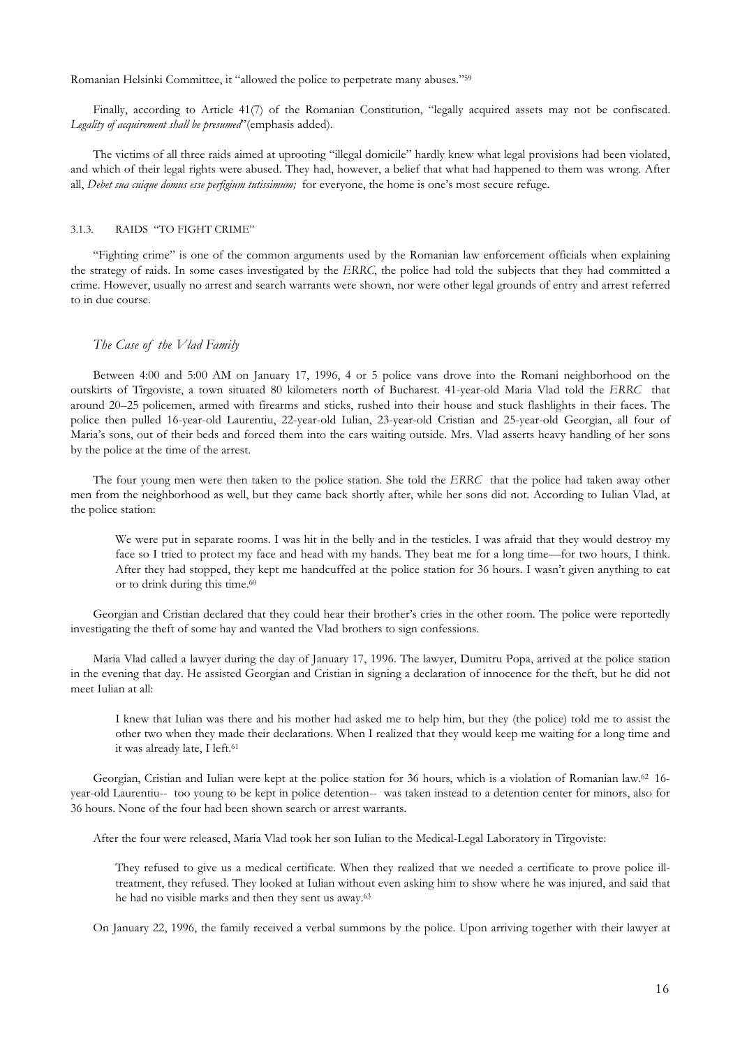Romanian Helsinki Committee, it "allowed the police to perpetrate many abuses."[59]

Finally, according to Article 41(7) of the Romanian Constitution, "legally acquired assets may not be confiscated. *Legality of acquirement shall be presumed*"(emphasis added).

The victims of all three raids aimed at uprooting "illegal domicile" hardly knew what legal provisions had been violated, and which of their legal rights were abused. They had, however, a belief that what had happened to them was wrong. After all, *Debet sua cuique domus esse perfigium tutissimum;* for everyone, the home is one's most secure refuge.

#### 3.1.3. RAIDS "TO FIGHT CRIME"

"Fighting crime" is one of the common arguments used by the Romanian law enforcement officials when explaining the strategy of raids. In some cases investigated by the *ERRC*, the police had told the subjects that they had committed a crime. However, usually no arrest and search warrants were shown, nor were other legal grounds of entry and arrest referred to in due course.

### *The Case of the Vlad Family*

Between 4:00 and 5:00 AM on January 17, 1996, 4 or 5 police vans drove into the Romani neighborhood on the outskirts of Tîrgoviste, a town situated 80 kilometers north of Bucharest. 41-year-old Maria Vlad told the *ERRC* that around 20–25 policemen, armed with firearms and sticks, rushed into their house and stuck flashlights in their faces. The police then pulled 16-year-old Laurentiu, 22-year-old Iulian, 23-year-old Cristian and 25-year-old Georgian, all four of Maria's sons, out of their beds and forced them into the cars waiting outside. Mrs. Vlad asserts heavy handling of her sons by the police at the time of the arrest.

The four young men were then taken to the police station. She told the *ERRC* that the police had taken away other men from the neighborhood as well, but they came back shortly after, while her sons did not. According to Iulian Vlad, at the police station:

> We were put in separate rooms. I was hit in the belly and in the testicles. I was afraid that they would destroy my face so I tried to protect my face and head with my hands. They beat me for a long time—for two hours, I think. After they had stopped, they kept me handcuffed at the police station for 36 hours. I wasn't given anything to eat or to drink during this time.[60]

Georgian and Cristian declared that they could hear their brother's cries in the other room. The police were reportedly investigating the theft of some hay and wanted the Vlad brothers to sign confessions.

Maria Vlad called a lawyer during the day of January 17, 1996. The lawyer, Dumitru Popa, arrived at the police station in the evening that day. He assisted Georgian and Cristian in signing a declaration of innocence for the theft, but he did not meet Iulian at all:

> I knew that Iulian was there and his mother had asked me to help him, but they (the police) told me to assist the other two when they made their declarations. When I realized that they would keep me waiting for a long time and it was already late, I left.[61]

Georgian, Cristian and Iulian were kept at the police station for 36 hours, which is a violation of Romanian law.[62] 16-year-old Laurentiu-- too young to be kept in police detention-- was taken instead to a detention center for minors, also for 36 hours. None of the four had been shown search or arrest warrants.

After the four were released, Maria Vlad took her son Iulian to the Medical-Legal Laboratory in Tîrgoviste:

> They refused to give us a medical certificate. When they realized that we needed a certificate to prove police ill-treatment, they refused. They looked at Iulian without even asking him to show where he was injured, and said that he had no visible marks and then they sent us away.[63]

On January 22, 1996, the family received a verbal summons by the police. Upon arriving together with their lawyer at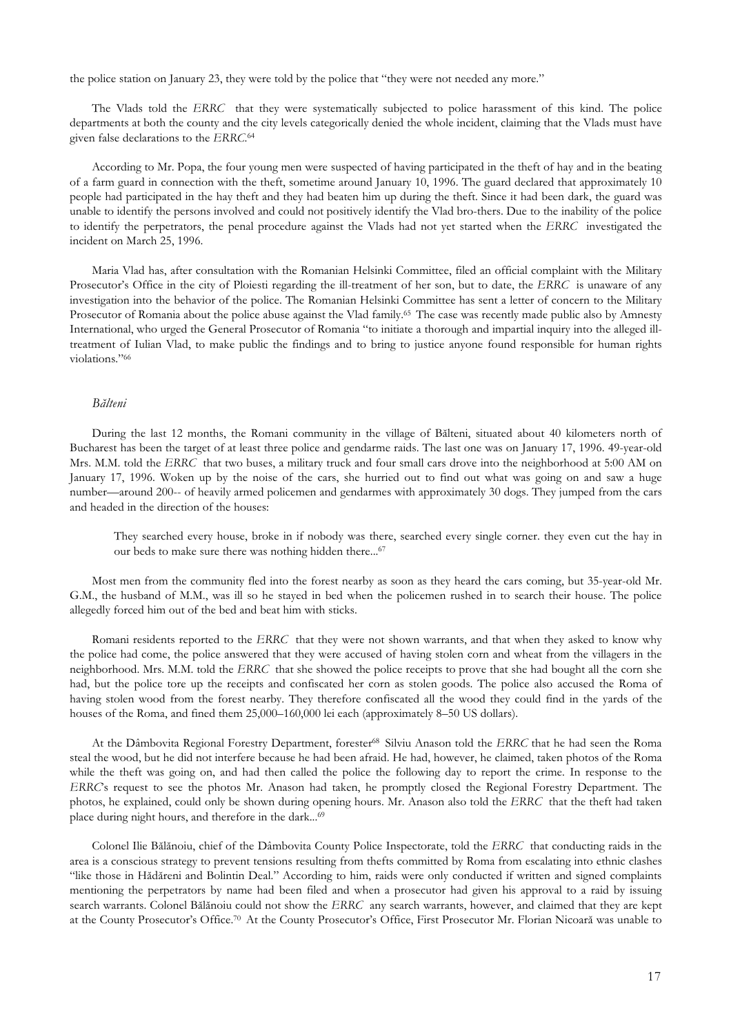the police station on January 23, they were told by the police that "they were not needed any more."

The Vlads told the *ERRC* that they were systematically subjected to police harassment of this kind. The police departments at both the county and the city levels categorically denied the whole incident, claiming that the Vlads must have given false declarations to the *ERRC*.[64]

According to Mr. Popa, the four young men were suspected of having participated in the theft of hay and in the beating of a farm guard in connection with the theft, sometime around January 10, 1996. The guard declared that approximately 10 people had participated in the hay theft and they had beaten him up during the theft. Since it had been dark, the guard was unable to identify the persons involved and could not positively identify the Vlad bro-thers. Due to the inability of the police to identify the perpetrators, the penal procedure against the Vlads had not yet started when the *ERRC* investigated the incident on March 25, 1996.

Maria Vlad has, after consultation with the Romanian Helsinki Committee, filed an official complaint with the Military Prosecutor's Office in the city of Ploiesti regarding the ill-treatment of her son, but to date, the *ERRC* is unaware of any investigation into the behavior of the police. The Romanian Helsinki Committee has sent a letter of concern to the Military Prosecutor of Romania about the police abuse against the Vlad family.[65] The case was recently made public also by Amnesty International, who urged the General Prosecutor of Romania "to initiate a thorough and impartial inquiry into the alleged ill-treatment of Iulian Vlad, to make public the findings and to bring to justice anyone found responsible for human rights violations."[66]

### *Bălteni*

During the last 12 months, the Romani community in the village of Bălteni, situated about 40 kilometers north of Bucharest has been the target of at least three police and gendarme raids. The last one was on January 17, 1996. 49-year-old Mrs. M.M. told the *ERRC* that two buses, a military truck and four small cars drove into the neighborhood at 5:00 AM on January 17, 1996. Woken up by the noise of the cars, she hurried out to find out what was going on and saw a huge number—around 200-- of heavily armed policemen and gendarmes with approximately 30 dogs. They jumped from the cars and headed in the direction of the houses:

> They searched every house, broke in if nobody was there, searched every single corner. they even cut the hay in our beds to make sure there was nothing hidden there...[67]

Most men from the community fled into the forest nearby as soon as they heard the cars coming, but 35-year-old Mr. G.M., the husband of M.M., was ill so he stayed in bed when the policemen rushed in to search their house. The police allegedly forced him out of the bed and beat him with sticks.

Romani residents reported to the *ERRC* that they were not shown warrants, and that when they asked to know why the police had come, the police answered that they were accused of having stolen corn and wheat from the villagers in the neighborhood. Mrs. M.M. told the *ERRC* that she showed the police receipts to prove that she had bought all the corn she had, but the police tore up the receipts and confiscated her corn as stolen goods. The police also accused the Roma of having stolen wood from the forest nearby. They therefore confiscated all the wood they could find in the yards of the houses of the Roma, and fined them 25,000–160,000 lei each (approximately 8–50 US dollars).

At the Dâmbovita Regional Forestry Department, forester[68] Silviu Anason told the *ERRC* that he had seen the Roma steal the wood, but he did not interfere because he had been afraid. He had, however, he claimed, taken photos of the Roma while the theft was going on, and had then called the police the following day to report the crime. In response to the *ERRC*'s request to see the photos Mr. Anason had taken, he promptly closed the Regional Forestry Department. The photos, he explained, could only be shown during opening hours. Mr. Anason also told the *ERRC* that the theft had taken place during night hours, and therefore in the dark...[69]

Colonel Ilie Bălănoiu, chief of the Dâmbovita County Police Inspectorate, told the *ERRC* that conducting raids in the area is a conscious strategy to prevent tensions resulting from thefts committed by Roma from escalating into ethnic clashes "like those in Hădăreni and Bolintin Deal." According to him, raids were only conducted if written and signed complaints mentioning the perpetrators by name had been filed and when a prosecutor had given his approval to a raid by issuing search warrants. Colonel Bălănoiu could not show the *ERRC* any search warrants, however, and claimed that they are kept at the County Prosecutor's Office.[70] At the County Prosecutor's Office, First Prosecutor Mr. Florian Nicoară was unable to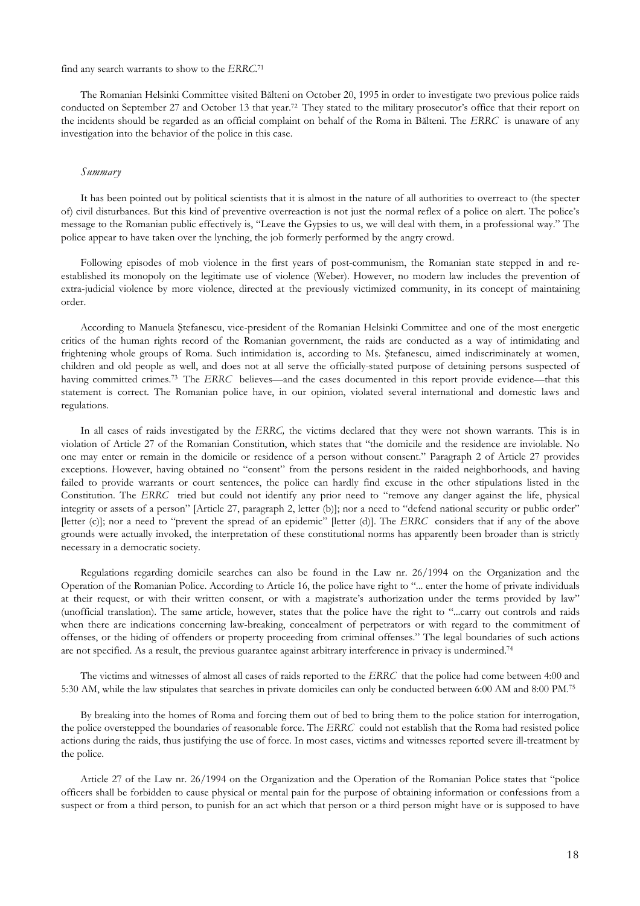find any search warrants to show to the *ERRC*.[71]

The Romanian Helsinki Committee visited Bălteni on October 20, 1995 in order to investigate two previous police raids conducted on September 27 and October 13 that year.[72] They stated to the military prosecutor's office that their report on the incidents should be regarded as an official complaint on behalf of the Roma in Bălteni. The *ERRC* is unaware of any investigation into the behavior of the police in this case.

*Summary*

It has been pointed out by political scientists that it is almost in the nature of all authorities to overreact to (the specter of) civil disturbances. But this kind of preventive overreaction is not just the normal reflex of a police on alert. The police's message to the Romanian public effectively is, "Leave the Gypsies to us, we will deal with them, in a professional way." The police appear to have taken over the lynching, the job formerly performed by the angry crowd.

Following episodes of mob violence in the first years of post-communism, the Romanian state stepped in and re-established its monopoly on the legitimate use of violence (Weber). However, no modern law includes the prevention of extra-judicial violence by more violence, directed at the previously victimized community, in its concept of maintaining order.

According to Manuela Ştefanescu, vice-president of the Romanian Helsinki Committee and one of the most energetic critics of the human rights record of the Romanian government, the raids are conducted as a way of intimidating and frightening whole groups of Roma. Such intimidation is, according to Ms. Ştefanescu, aimed indiscriminately at women, children and old people as well, and does not at all serve the officially-stated purpose of detaining persons suspected of having committed crimes.[73] The *ERRC* believes—and the cases documented in this report provide evidence—that this statement is correct. The Romanian police have, in our opinion, violated several international and domestic laws and regulations.

In all cases of raids investigated by the *ERRC,* the victims declared that they were not shown warrants. This is in violation of Article 27 of the Romanian Constitution, which states that "the domicile and the residence are inviolable. No one may enter or remain in the domicile or residence of a person without consent." Paragraph 2 of Article 27 provides exceptions. However, having obtained no "consent" from the persons resident in the raided neighborhoods, and having failed to provide warrants or court sentences, the police can hardly find excuse in the other stipulations listed in the Constitution. The *ERRC* tried but could not identify any prior need to "remove any danger against the life, physical integrity or assets of a person" [Article 27, paragraph 2, letter (b)]; nor a need to "defend national security or public order" [letter (c)]; nor a need to "prevent the spread of an epidemic" [letter (d)]. The *ERRC* considers that if any of the above grounds were actually invoked, the interpretation of these constitutional norms has apparently been broader than is strictly necessary in a democratic society.

Regulations regarding domicile searches can also be found in the Law nr. 26/1994 on the Organization and the Operation of the Romanian Police. According to Article 16, the police have right to "... enter the home of private individuals at their request, or with their written consent, or with a magistrate's authorization under the terms provided by law" (unofficial translation). The same article, however, states that the police have the right to "...carry out controls and raids when there are indications concerning law-breaking, concealment of perpetrators or with regard to the commitment of offenses, or the hiding of offenders or property proceeding from criminal offenses." The legal boundaries of such actions are not specified. As a result, the previous guarantee against arbitrary interference in privacy is undermined.[74]

The victims and witnesses of almost all cases of raids reported to the *ERRC* that the police had come between 4:00 and 5:30 AM, while the law stipulates that searches in private domiciles can only be conducted between 6:00 AM and 8:00 PM.[75]

By breaking into the homes of Roma and forcing them out of bed to bring them to the police station for interrogation, the police overstepped the boundaries of reasonable force. The *ERRC* could not establish that the Roma had resisted police actions during the raids, thus justifying the use of force. In most cases, victims and witnesses reported severe ill-treatment by the police.

Article 27 of the Law nr. 26/1994 on the Organization and the Operation of the Romanian Police states that "police officers shall be forbidden to cause physical or mental pain for the purpose of obtaining information or confessions from a suspect or from a third person, to punish for an act which that person or a third person might have or is supposed to have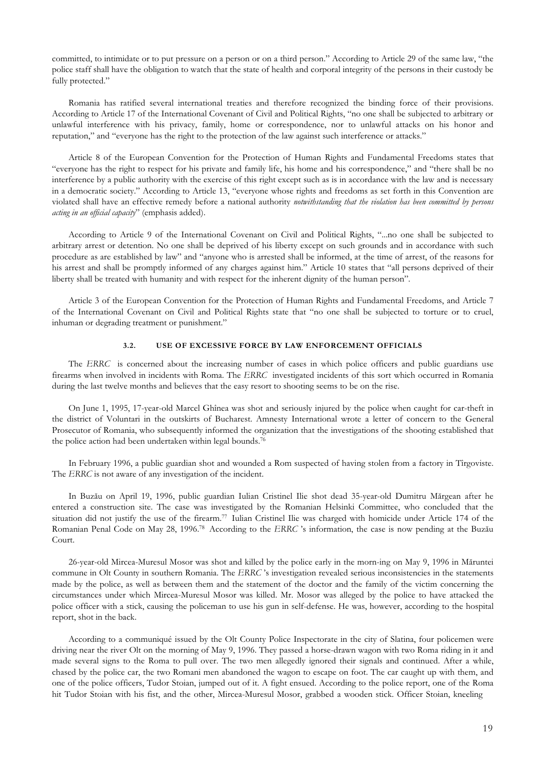committed, to intimidate or to put pressure on a person or on a third person." According to Article 29 of the same law, "the police staff shall have the obligation to watch that the state of health and corporal integrity of the persons in their custody be fully protected."

Romania has ratified several international treaties and therefore recognized the binding force of their provisions. According to Article 17 of the International Covenant of Civil and Political Rights, "no one shall be subjected to arbitrary or unlawful interference with his privacy, family, home or correspondence, nor to unlawful attacks on his honor and reputation," and "everyone has the right to the protection of the law against such interference or attacks."

Article 8 of the European Convention for the Protection of Human Rights and Fundamental Freedoms states that "everyone has the right to respect for his private and family life, his home and his correspondence," and "there shall be no interference by a public authority with the exercise of this right except such as is in accordance with the law and is necessary in a democratic society." According to Article 13, "everyone whose rights and freedoms as set forth in this Convention are violated shall have an effective remedy before a national authority *notwithstanding that the violation has been committed by persons acting in an official capacity*" (emphasis added).

According to Article 9 of the International Covenant on Civil and Political Rights, "...no one shall be subjected to arbitrary arrest or detention. No one shall be deprived of his liberty except on such grounds and in accordance with such procedure as are established by law" and "anyone who is arrested shall be informed, at the time of arrest, of the reasons for his arrest and shall be promptly informed of any charges against him." Article 10 states that "all persons deprived of their liberty shall be treated with humanity and with respect for the inherent dignity of the human person".

Article 3 of the European Convention for the Protection of Human Rights and Fundamental Freedoms, and Article 7 of the International Covenant on Civil and Political Rights state that "no one shall be subjected to torture or to cruel, inhuman or degrading treatment or punishment."

### 3.2. USE OF EXCESSIVE FORCE BY LAW ENFORCEMENT OFFICIALS

The *ERRC* is concerned about the increasing number of cases in which police officers and public guardians use firearms when involved in incidents with Roma. The *ERRC* investigated incidents of this sort which occurred in Romania during the last twelve months and believes that the easy resort to shooting seems to be on the rise.

On June 1, 1995, 17-year-old Marcel Ghînea was shot and seriously injured by the police when caught for car-theft in the district of Voluntari in the outskirts of Bucharest. Amnesty International wrote a letter of concern to the General Prosecutor of Romania, who subsequently informed the organization that the investigations of the shooting established that the police action had been undertaken within legal bounds.[76]

In February 1996, a public guardian shot and wounded a Rom suspected of having stolen from a factory in Tîrgoviste. The *ERRC* is not aware of any investigation of the incident.

In Buzău on April 19, 1996, public guardian Iulian Cristinel Ilie shot dead 35-year-old Dumitru Mărgean after he entered a construction site. The case was investigated by the Romanian Helsinki Committee, who concluded that the situation did not justify the use of the firearm.[77] Iulian Cristinel Ilie was charged with homicide under Article 174 of the Romanian Penal Code on May 28, 1996.[78] According to the *ERRC* 's information, the case is now pending at the Buzău Court.

26-year-old Mircea-Muresul Mosor was shot and killed by the police early in the morn-ing on May 9, 1996 in Măruntei commune in Olt County in southern Romania. The *ERRC* 's investigation revealed serious inconsistencies in the statements made by the police, as well as between them and the statement of the doctor and the family of the victim concerning the circumstances under which Mircea-Muresul Mosor was killed. Mr. Mosor was alleged by the police to have attacked the police officer with a stick, causing the policeman to use his gun in self-defense. He was, however, according to the hospital report, shot in the back.

According to a communiqué issued by the Olt County Police Inspectorate in the city of Slatina, four policemen were driving near the river Olt on the morning of May 9, 1996. They passed a horse-drawn wagon with two Roma riding in it and made several signs to the Roma to pull over. The two men allegedly ignored their signals and continued. After a while, chased by the police car, the two Romani men abandoned the wagon to escape on foot. The car caught up with them, and one of the police officers, Tudor Stoian, jumped out of it. A fight ensued. According to the police report, one of the Roma hit Tudor Stoian with his fist, and the other, Mircea-Muresul Mosor, grabbed a wooden stick. Officer Stoian, kneeling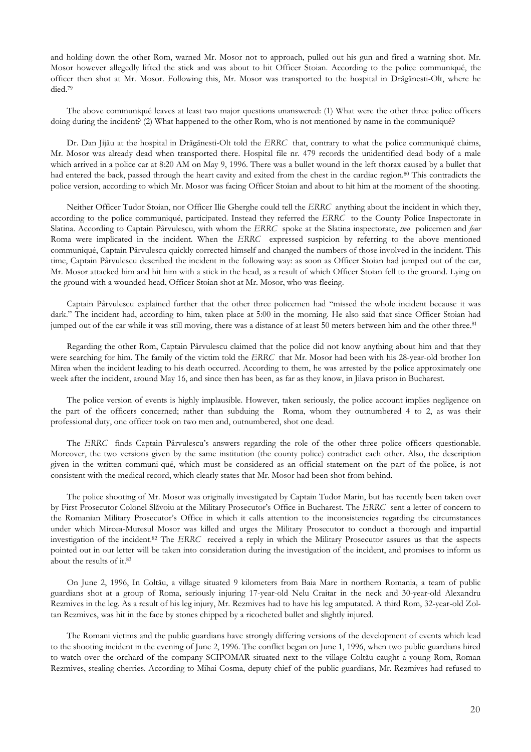and holding down the other Rom, warned Mr. Mosor not to approach, pulled out his gun and fired a warning shot. Mr. Mosor however allegedly lifted the stick and was about to hit Officer Stoian. According to the police communiqué, the officer then shot at Mr. Mosor. Following this, Mr. Mosor was transported to the hospital in Drăgănesti-Olt, where he died.[79]

The above communiqué leaves at least two major questions unanswered: (1) What were the other three police officers doing during the incident? (2) What happened to the other Rom, who is not mentioned by name in the communiqué?

Dr. Dan Jijău at the hospital in Drăgănesti-Olt told the *ERRC* that, contrary to what the police communiqué claims, Mr. Mosor was already dead when transported there. Hospital file nr. 479 records the unidentified dead body of a male which arrived in a police car at 8:20 AM on May 9, 1996. There was a bullet wound in the left thorax caused by a bullet that had entered the back, passed through the heart cavity and exited from the chest in the cardiac region.[80] This contradicts the police version, according to which Mr. Mosor was facing Officer Stoian and about to hit him at the moment of the shooting.

Neither Officer Tudor Stoian, nor Officer Ilie Gherghe could tell the *ERRC* anything about the incident in which they, according to the police communiqué, participated. Instead they referred the *ERRC* to the County Police Inspectorate in Slatina. According to Captain Pârvulescu, with whom the *ERRC* spoke at the Slatina inspectorate, *two* policemen and *four* Roma were implicated in the incident. When the *ERRC* expressed suspicion by referring to the above mentioned communiqué, Captain Pârvulescu quickly corrected himself and changed the numbers of those involved in the incident. This time, Captain Pârvulescu described the incident in the following way: as soon as Officer Stoian had jumped out of the car, Mr. Mosor attacked him and hit him with a stick in the head, as a result of which Officer Stoian fell to the ground. Lying on the ground with a wounded head, Officer Stoian shot at Mr. Mosor, who was fleeing.

Captain Pârvulescu explained further that the other three policemen had "missed the whole incident because it was dark." The incident had, according to him, taken place at 5:00 in the morning. He also said that since Officer Stoian had jumped out of the car while it was still moving, there was a distance of at least 50 meters between him and the other three.[81]

Regarding the other Rom, Captain Pârvulescu claimed that the police did not know anything about him and that they were searching for him. The family of the victim told the *ERRC* that Mr. Mosor had been with his 28-year-old brother Ion Mirea when the incident leading to his death occurred. According to them, he was arrested by the police approximately one week after the incident, around May 16, and since then has been, as far as they know, in Jilava prison in Bucharest.

The police version of events is highly implausible. However, taken seriously, the police account implies negligence on the part of the officers concerned; rather than subduing the Roma, whom they outnumbered 4 to 2, as was their professional duty, one officer took on two men and, outnumbered, shot one dead.

The *ERRC* finds Captain Pârvulescu's answers regarding the role of the other three police officers questionable. Moreover, the two versions given by the same institution (the county police) contradict each other. Also, the description given in the written communi-qué, which must be considered as an official statement on the part of the police, is not consistent with the medical record, which clearly states that Mr. Mosor had been shot from behind.

The police shooting of Mr. Mosor was originally investigated by Captain Tudor Marin, but has recently been taken over by First Prosecutor Colonel Slăvoiu at the Military Prosecutor's Office in Bucharest. The *ERRC* sent a letter of concern to the Romanian Military Prosecutor's Office in which it calls attention to the inconsistencies regarding the circumstances under which Mircea-Muresul Mosor was killed and urges the Military Prosecutor to conduct a thorough and impartial investigation of the incident.[82] The *ERRC* received a reply in which the Military Prosecutor assures us that the aspects pointed out in our letter will be taken into consideration during the investigation of the incident, and promises to inform us about the results of it.[83]

On June 2, 1996, In Coltău, a village situated 9 kilometers from Baia Mare in northern Romania, a team of public guardians shot at a group of Roma, seriously injuring 17-year-old Nelu Craitar in the neck and 30-year-old Alexandru Rezmives in the leg. As a result of his leg injury, Mr. Rezmives had to have his leg amputated. A third Rom, 32-year-old Zoltan Rezmives, was hit in the face by stones chipped by a ricocheted bullet and slightly injured.

The Romani victims and the public guardians have strongly differing versions of the development of events which lead to the shooting incident in the evening of June 2, 1996. The conflict began on June 1, 1996, when two public guardians hired to watch over the orchard of the company SCIPOMAR situated next to the village Coltău caught a young Rom, Roman Rezmives, stealing cherries. According to Mihai Cosma, deputy chief of the public guardians, Mr. Rezmives had refused to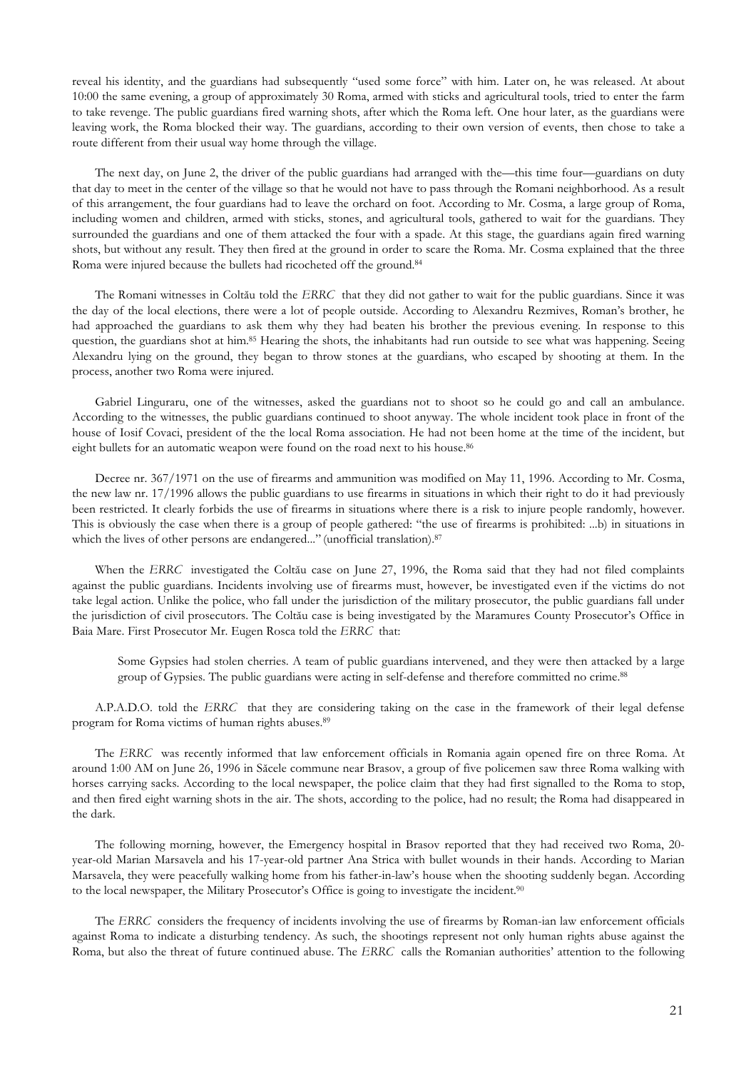reveal his identity, and the guardians had subsequently "used some force" with him. Later on, he was released. At about 10:00 the same evening, a group of approximately 30 Roma, armed with sticks and agricultural tools, tried to enter the farm to take revenge. The public guardians fired warning shots, after which the Roma left. One hour later, as the guardians were leaving work, the Roma blocked their way. The guardians, according to their own version of events, then chose to take a route different from their usual way home through the village.

The next day, on June 2, the driver of the public guardians had arranged with the—this time four—guardians on duty that day to meet in the center of the village so that he would not have to pass through the Romani neighborhood. As a result of this arrangement, the four guardians had to leave the orchard on foot. According to Mr. Cosma, a large group of Roma, including women and children, armed with sticks, stones, and agricultural tools, gathered to wait for the guardians. They surrounded the guardians and one of them attacked the four with a spade. At this stage, the guardians again fired warning shots, but without any result. They then fired at the ground in order to scare the Roma. Mr. Cosma explained that the three Roma were injured because the bullets had ricocheted off the ground.[84]

The Romani witnesses in Coltău told the *ERRC* that they did not gather to wait for the public guardians. Since it was the day of the local elections, there were a lot of people outside. According to Alexandru Rezmives, Roman's brother, he had approached the guardians to ask them why they had beaten his brother the previous evening. In response to this question, the guardians shot at him.[85] Hearing the shots, the inhabitants had run outside to see what was happening. Seeing Alexandru lying on the ground, they began to throw stones at the guardians, who escaped by shooting at them. In the process, another two Roma were injured.

Gabriel Linguraru, one of the witnesses, asked the guardians not to shoot so he could go and call an ambulance. According to the witnesses, the public guardians continued to shoot anyway. The whole incident took place in front of the house of Iosif Covaci, president of the the local Roma association. He had not been home at the time of the incident, but eight bullets for an automatic weapon were found on the road next to his house.[86]

Decree nr. 367/1971 on the use of firearms and ammunition was modified on May 11, 1996. According to Mr. Cosma, the new law nr. 17/1996 allows the public guardians to use firearms in situations in which their right to do it had previously been restricted. It clearly forbids the use of firearms in situations where there is a risk to injure people randomly, however. This is obviously the case when there is a group of people gathered: "the use of firearms is prohibited: ...b) in situations in which the lives of other persons are endangered..." (unofficial translation).[87]

When the *ERRC* investigated the Coltău case on June 27, 1996, the Roma said that they had not filed complaints against the public guardians. Incidents involving use of firearms must, however, be investigated even if the victims do not take legal action. Unlike the police, who fall under the jurisdiction of the military prosecutor, the public guardians fall under the jurisdiction of civil prosecutors. The Coltău case is being investigated by the Maramures County Prosecutor's Office in Baia Mare. First Prosecutor Mr. Eugen Rosca told the *ERRC* that:

> Some Gypsies had stolen cherries. A team of public guardians intervened, and they were then attacked by a large group of Gypsies. The public guardians were acting in self-defense and therefore committed no crime.[88]

A.P.A.D.O. told the *ERRC* that they are considering taking on the case in the framework of their legal defense program for Roma victims of human rights abuses.[89]

The *ERRC* was recently informed that law enforcement officials in Romania again opened fire on three Roma. At around 1:00 AM on June 26, 1996 in Săcele commune near Brasov, a group of five policemen saw three Roma walking with horses carrying sacks. According to the local newspaper, the police claim that they had first signalled to the Roma to stop, and then fired eight warning shots in the air. The shots, according to the police, had no result; the Roma had disappeared in the dark.

The following morning, however, the Emergency hospital in Brasov reported that they had received two Roma, 20-year-old Marian Marsavela and his 17-year-old partner Ana Strica with bullet wounds in their hands. According to Marian Marsavela, they were peacefully walking home from his father-in-law's house when the shooting suddenly began. According to the local newspaper, the Military Prosecutor's Office is going to investigate the incident.[90]

The *ERRC* considers the frequency of incidents involving the use of firearms by Roman-ian law enforcement officials against Roma to indicate a disturbing tendency. As such, the shootings represent not only human rights abuse against the Roma, but also the threat of future continued abuse. The *ERRC* calls the Romanian authorities' attention to the following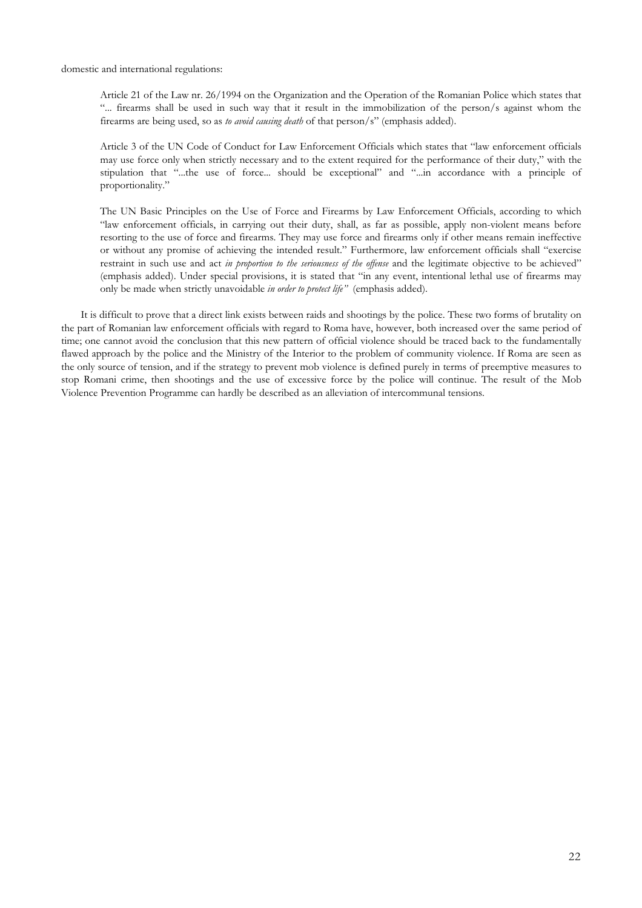domestic and international regulations:

> Article 21 of the Law nr. 26/1994 on the Organization and the Operation of the Romanian Police which states that "... firearms shall be used in such way that it result in the immobilization of the person/s against whom the firearms are being used, so as *to avoid causing death* of that person/s" (emphasis added).
>
> Article 3 of the UN Code of Conduct for Law Enforcement Officials which states that "law enforcement officials may use force only when strictly necessary and to the extent required for the performance of their duty," with the stipulation that "...the use of force... should be exceptional" and "...in accordance with a principle of proportionality."
>
> The UN Basic Principles on the Use of Force and Firearms by Law Enforcement Officials, according to which "law enforcement officials, in carrying out their duty, shall, as far as possible, apply non-violent means before resorting to the use of force and firearms. They may use force and firearms only if other means remain ineffective or without any promise of achieving the intended result." Furthermore, law enforcement officials shall "exercise restraint in such use and act *in proportion to the seriousness of the offense* and the legitimate objective to be achieved" (emphasis added). Under special provisions, it is stated that "in any event, intentional lethal use of firearms may only be made when strictly unavoidable *in order to protect life"* (emphasis added).

It is difficult to prove that a direct link exists between raids and shootings by the police. These two forms of brutality on the part of Romanian law enforcement officials with regard to Roma have, however, both increased over the same period of time; one cannot avoid the conclusion that this new pattern of official violence should be traced back to the fundamentally flawed approach by the police and the Ministry of the Interior to the problem of community violence. If Roma are seen as the only source of tension, and if the strategy to prevent mob violence is defined purely in terms of preemptive measures to stop Romani crime, then shootings and the use of excessive force by the police will continue. The result of the Mob Violence Prevention Programme can hardly be described as an alleviation of intercommunal tensions.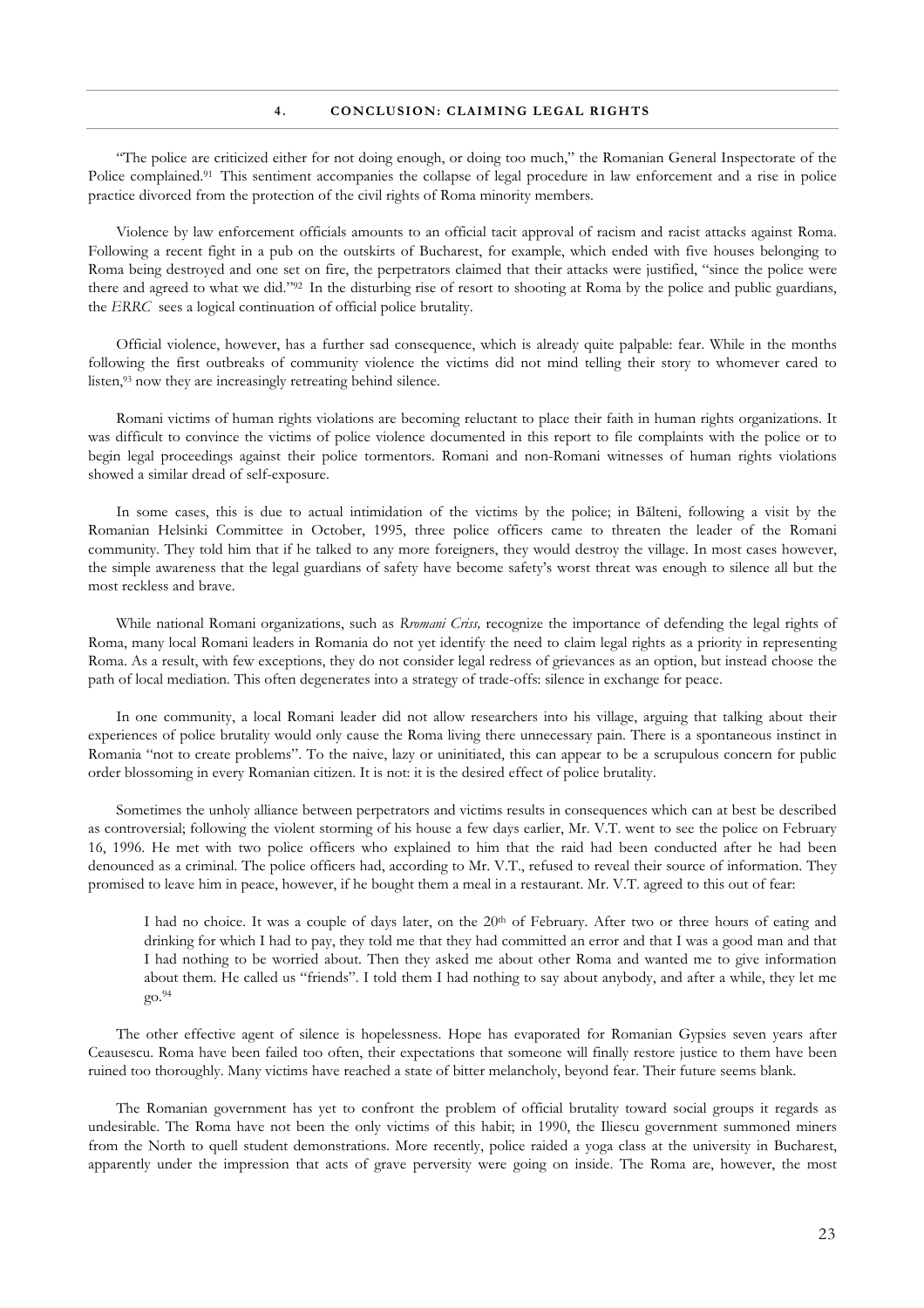## 4. CONCLUSION: CLAIMING LEGAL RIGHTS

"The police are criticized either for not doing enough, or doing too much," the Romanian General Inspectorate of the Police complained.[91] This sentiment accompanies the collapse of legal procedure in law enforcement and a rise in police practice divorced from the protection of the civil rights of Roma minority members.

Violence by law enforcement officials amounts to an official tacit approval of racism and racist attacks against Roma. Following a recent fight in a pub on the outskirts of Bucharest, for example, which ended with five houses belonging to Roma being destroyed and one set on fire, the perpetrators claimed that their attacks were justified, "since the police were there and agreed to what we did."[92] In the disturbing rise of resort to shooting at Roma by the police and public guardians, the *ERRC* sees a logical continuation of official police brutality.

Official violence, however, has a further sad consequence, which is already quite palpable: fear. While in the months following the first outbreaks of community violence the victims did not mind telling their story to whomever cared to listen,[93] now they are increasingly retreating behind silence.

Romani victims of human rights violations are becoming reluctant to place their faith in human rights organizations. It was difficult to convince the victims of police violence documented in this report to file complaints with the police or to begin legal proceedings against their police tormentors. Romani and non-Romani witnesses of human rights violations showed a similar dread of self-exposure.

In some cases, this is due to actual intimidation of the victims by the police; in Bălteni, following a visit by the Romanian Helsinki Committee in October, 1995, three police officers came to threaten the leader of the Romani community. They told him that if he talked to any more foreigners, they would destroy the village. In most cases however, the simple awareness that the legal guardians of safety have become safety's worst threat was enough to silence all but the most reckless and brave.

While national Romani organizations, such as *Rromani Criss,* recognize the importance of defending the legal rights of Roma, many local Romani leaders in Romania do not yet identify the need to claim legal rights as a priority in representing Roma. As a result, with few exceptions, they do not consider legal redress of grievances as an option, but instead choose the path of local mediation. This often degenerates into a strategy of trade-offs: silence in exchange for peace.

In one community, a local Romani leader did not allow researchers into his village, arguing that talking about their experiences of police brutality would only cause the Roma living there unnecessary pain. There is a spontaneous instinct in Romania "not to create problems". To the naive, lazy or uninitiated, this can appear to be a scrupulous concern for public order blossoming in every Romanian citizen. It is not: it is the desired effect of police brutality.

Sometimes the unholy alliance between perpetrators and victims results in consequences which can at best be described as controversial; following the violent storming of his house a few days earlier, Mr. V.T. went to see the police on February 16, 1996. He met with two police officers who explained to him that the raid had been conducted after he had been denounced as a criminal. The police officers had, according to Mr. V.T., refused to reveal their source of information. They promised to leave him in peace, however, if he bought them a meal in a restaurant. Mr. V.T. agreed to this out of fear:

> I had no choice. It was a couple of days later, on the 20th of February. After two or three hours of eating and drinking for which I had to pay, they told me that they had committed an error and that I was a good man and that I had nothing to be worried about. Then they asked me about other Roma and wanted me to give information about them. He called us "friends". I told them I had nothing to say about anybody, and after a while, they let me go.[94]

The other effective agent of silence is hopelessness. Hope has evaporated for Romanian Gypsies seven years after Ceausescu. Roma have been failed too often, their expectations that someone will finally restore justice to them have been ruined too thoroughly. Many victims have reached a state of bitter melancholy, beyond fear. Their future seems blank.

The Romanian government has yet to confront the problem of official brutality toward social groups it regards as undesirable. The Roma have not been the only victims of this habit; in 1990, the Iliescu government summoned miners from the North to quell student demonstrations. More recently, police raided a yoga class at the university in Bucharest, apparently under the impression that acts of grave perversity were going on inside. The Roma are, however, the most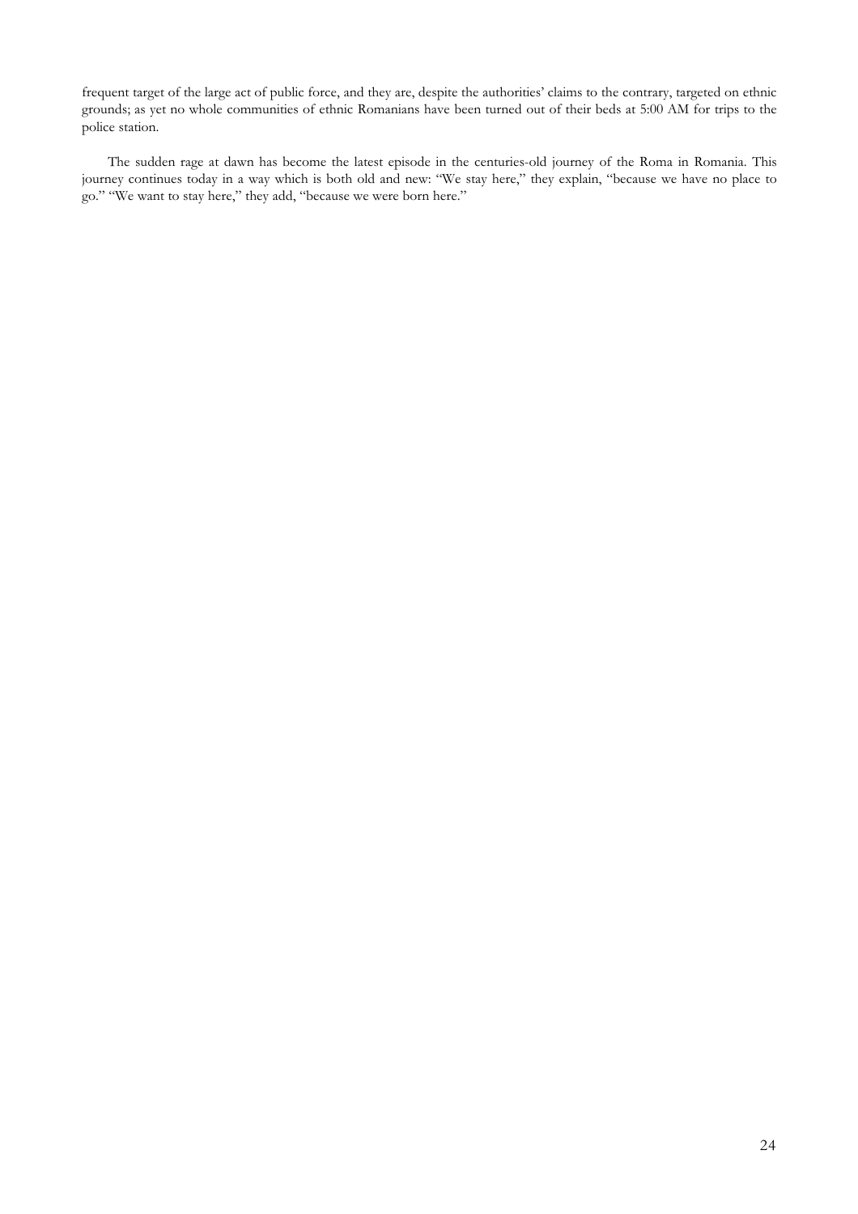frequent target of the large act of public force, and they are, despite the authorities' claims to the contrary, targeted on ethnic grounds; as yet no whole communities of ethnic Romanians have been turned out of their beds at 5:00 AM for trips to the police station.

The sudden rage at dawn has become the latest episode in the centuries-old journey of the Roma in Romania. This journey continues today in a way which is both old and new: "We stay here," they explain, "because we have no place to go." "We want to stay here," they add, "because we were born here."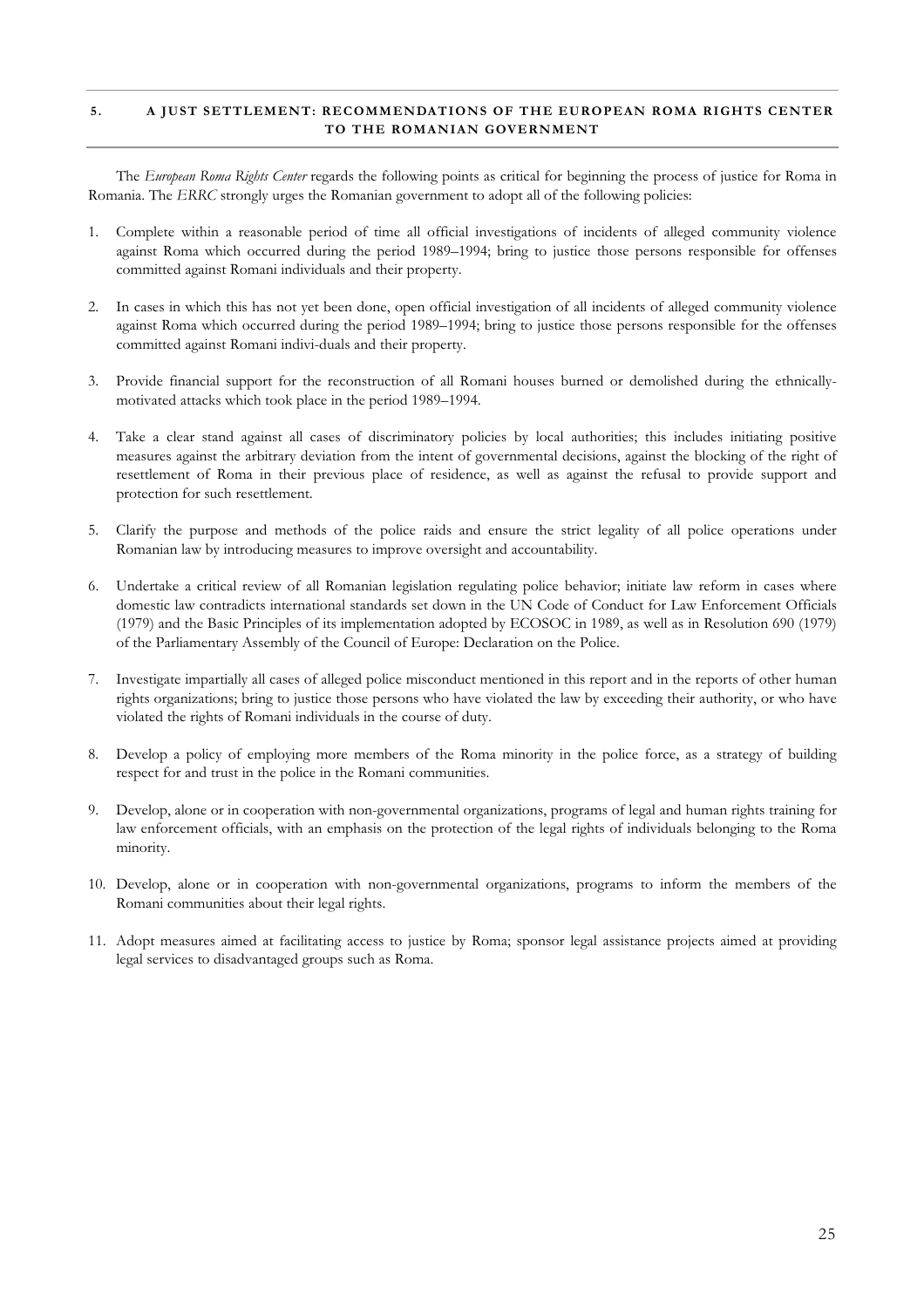## 5. A JUST SETTLEMENT: RECOMMENDATIONS OF THE EUROPEAN ROMA RIGHTS CENTER TO THE ROMANIAN GOVERNMENT

The *European Roma Rights Center* regards the following points as critical for beginning the process of justice for Roma in Romania. The *ERRC* strongly urges the Romanian government to adopt all of the following policies:

1. Complete within a reasonable period of time all official investigations of incidents of alleged community violence against Roma which occurred during the period 1989–1994; bring to justice those persons responsible for offenses committed against Romani individuals and their property.

2. In cases in which this has not yet been done, open official investigation of all incidents of alleged community violence against Roma which occurred during the period 1989–1994; bring to justice those persons responsible for the offenses committed against Romani indivi-duals and their property.

3. Provide financial support for the reconstruction of all Romani houses burned or demolished during the ethnically-motivated attacks which took place in the period 1989–1994.

4. Take a clear stand against all cases of discriminatory policies by local authorities; this includes initiating positive measures against the arbitrary deviation from the intent of governmental decisions, against the blocking of the right of resettlement of Roma in their previous place of residence, as well as against the refusal to provide support and protection for such resettlement.

5. Clarify the purpose and methods of the police raids and ensure the strict legality of all police operations under Romanian law by introducing measures to improve oversight and accountability.

6. Undertake a critical review of all Romanian legislation regulating police behavior; initiate law reform in cases where domestic law contradicts international standards set down in the UN Code of Conduct for Law Enforcement Officials (1979) and the Basic Principles of its implementation adopted by ECOSOC in 1989, as well as in Resolution 690 (1979) of the Parliamentary Assembly of the Council of Europe: Declaration on the Police.

7. Investigate impartially all cases of alleged police misconduct mentioned in this report and in the reports of other human rights organizations; bring to justice those persons who have violated the law by exceeding their authority, or who have violated the rights of Romani individuals in the course of duty.

8. Develop a policy of employing more members of the Roma minority in the police force, as a strategy of building respect for and trust in the police in the Romani communities.

9. Develop, alone or in cooperation with non-governmental organizations, programs of legal and human rights training for law enforcement officials, with an emphasis on the protection of the legal rights of individuals belonging to the Roma minority.

10. Develop, alone or in cooperation with non-governmental organizations, programs to inform the members of the Romani communities about their legal rights.

11. Adopt measures aimed at facilitating access to justice by Roma; sponsor legal assistance projects aimed at providing legal services to disadvantaged groups such as Roma.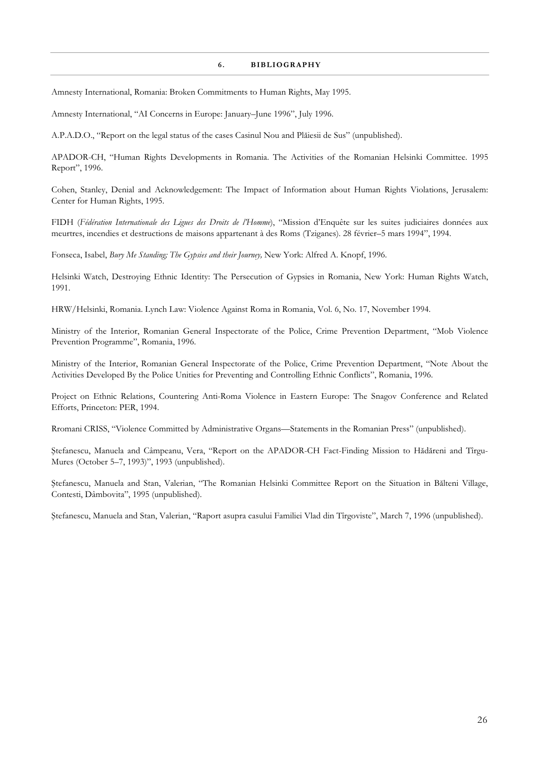## 6. BIBLIOGRAPHY

Amnesty International, Romania: Broken Commitments to Human Rights, May 1995.

Amnesty International, "AI Concerns in Europe: January–June 1996", July 1996.

A.P.A.D.O., "Report on the legal status of the cases Casinul Nou and Plăiesii de Sus" (unpublished).

APADOR-CH, "Human Rights Developments in Romania. The Activities of the Romanian Helsinki Committee. 1995 Report", 1996.

Cohen, Stanley, Denial and Acknowledgement: The Impact of Information about Human Rights Violations, Jerusalem: Center for Human Rights, 1995.

FIDH (*Fédération Internationale des Ligues des Droits de l'Homme*), "Mission d'Enquête sur les suites judiciaires données aux meurtres, incendies et destructions de maisons appartenant à des Roms (Tziganes). 28 février–5 mars 1994", 1994.

Fonseca, Isabel, *Bury Me Standing; The Gypsies and their Journey,* New York: Alfred A. Knopf, 1996.

Helsinki Watch, Destroying Ethnic Identity: The Persecution of Gypsies in Romania, New York: Human Rights Watch, 1991.

HRW/Helsinki, Romania. Lynch Law: Violence Against Roma in Romania, Vol. 6, No. 17, November 1994.

Ministry of the Interior, Romanian General Inspectorate of the Police, Crime Prevention Department, "Mob Violence Prevention Programme", Romania, 1996.

Ministry of the Interior, Romanian General Inspectorate of the Police, Crime Prevention Department, "Note About the Activities Developed By the Police Unities for Preventing and Controlling Ethnic Conflicts", Romania, 1996.

Project on Ethnic Relations, Countering Anti-Roma Violence in Eastern Europe: The Snagov Conference and Related Efforts, Princeton: PER, 1994.

Rromani CRISS, "Violence Committed by Administrative Organs—Statements in the Romanian Press" (unpublished).

Ştefanescu, Manuela and Câmpeanu, Vera, "Report on the APADOR-CH Fact-Finding Mission to Hădăreni and Tîrgu-Mures (October 5–7, 1993)", 1993 (unpublished).

Ştefanescu, Manuela and Stan, Valerian, "The Romanian Helsinki Committee Report on the Situation in Bălteni Village, Contesti, Dâmbovita", 1995 (unpublished).

Ştefanescu, Manuela and Stan, Valerian, "Raport asupra casului Familiei Vlad din Tîrgoviste", March 7, 1996 (unpublished).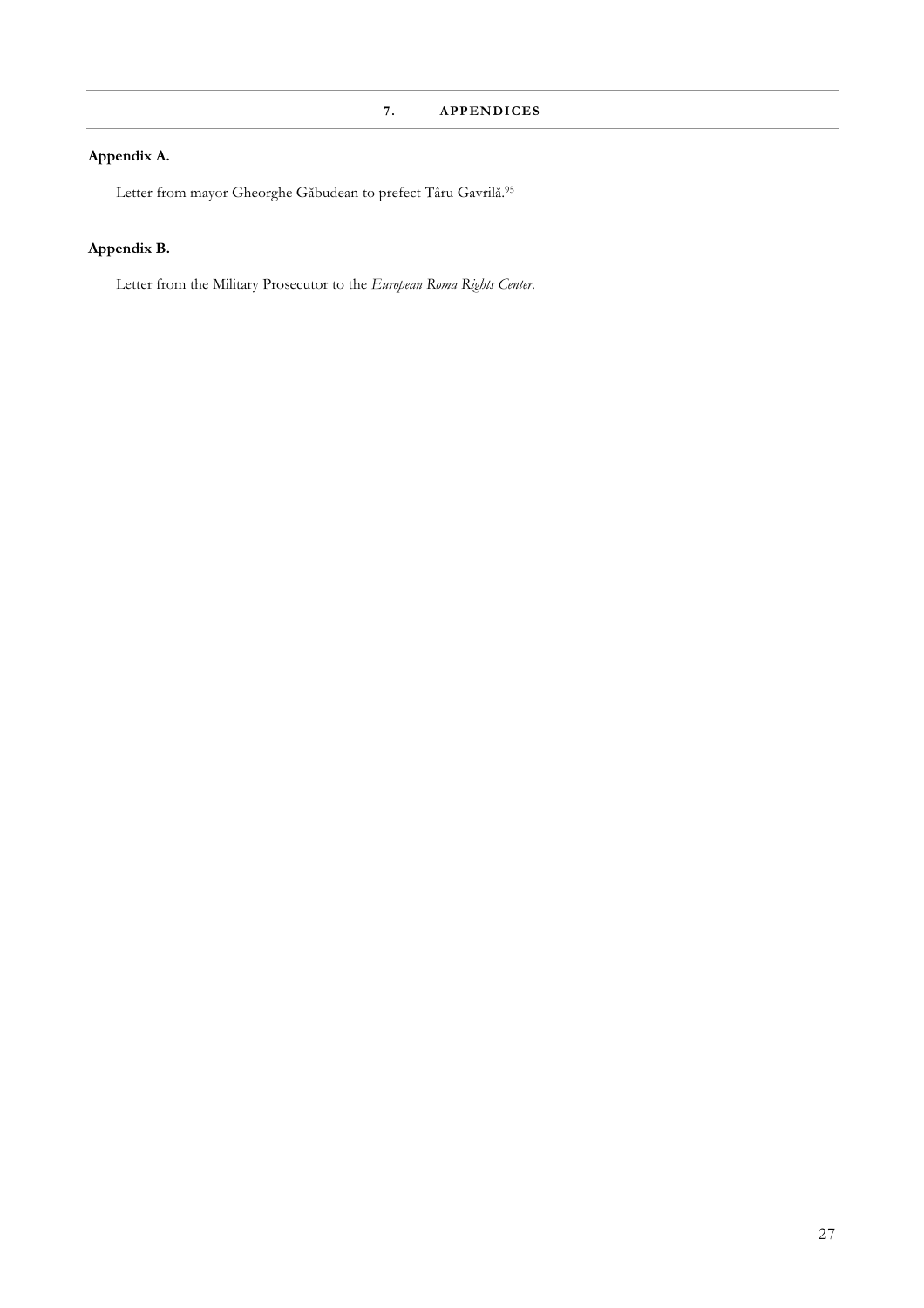# 7. APPENDICES

## Appendix A.

Letter from mayor Gheorghe Găbudean to prefect Târu Gavrilă.[95]

## Appendix B.

Letter from the Military Prosecutor to the *European Roma Rights Center*.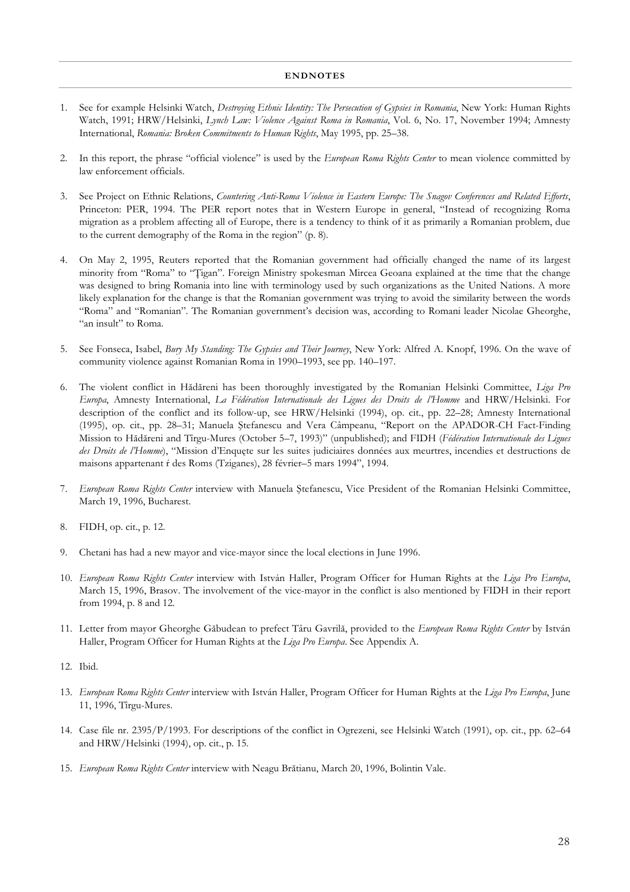## ENDNOTES

1. See for example Helsinki Watch, *Destroying Ethnic Identity: The Persecution of Gypsies in Romania*, New York: Human Rights Watch, 1991; HRW/Helsinki, *Lynch Law: Violence Against Roma in Romania*, Vol. 6, No. 17, November 1994; Amnesty International, *Romania: Broken Commitments to Human Rights*, May 1995, pp. 25–38.

2. In this report, the phrase "official violence" is used by the *European Roma Rights Center* to mean violence committed by law enforcement officials.

3. See Project on Ethnic Relations, *Countering Anti-Roma Violence in Eastern Europe: The Snagov Conferences and Related Efforts*, Princeton: PER, 1994. The PER report notes that in Western Europe in general, "Instead of recognizing Roma migration as a problem affecting all of Europe, there is a tendency to think of it as primarily a Romanian problem, due to the current demography of the Roma in the region" (p. 8).

4. On May 2, 1995, Reuters reported that the Romanian government had officially changed the name of its largest minority from "Roma" to "Ţigan". Foreign Ministry spokesman Mircea Geoana explained at the time that the change was designed to bring Romania into line with terminology used by such organizations as the United Nations. A more likely explanation for the change is that the Romanian government was trying to avoid the similarity between the words "Roma" and "Romanian". The Romanian government's decision was, according to Romani leader Nicolae Gheorghe, "an insult" to Roma.

5. See Fonseca, Isabel, *Bury My Standing: The Gypsies and Their Journey*, New York: Alfred A. Knopf, 1996. On the wave of community violence against Romanian Roma in 1990–1993, see pp. 140–197.

6. The violent conflict in Hădăreni has been thoroughly investigated by the Romanian Helsinki Committee, *Liga Pro Europa*, Amnesty International, *La Fédération Internationale des Ligues des Droits de l'Homme* and HRW/Helsinki. For description of the conflict and its follow-up, see HRW/Helsinki (1994), op. cit., pp. 22–28; Amnesty International (1995), op. cit., pp. 28–31; Manuela Ştefanescu and Vera Câmpeanu, "Report on the APADOR-CH Fact-Finding Mission to Hădăreni and Tirgu-Mures (October 5–7, 1993)" (unpublished); and FIDH (*Fédération Internationale des Ligues des Droits de l'Homme*), "Mission d'Enquęte sur les suites judiciaires données aux meurtres, incendies et destructions de maisons appartenant ŕ des Roms (Tziganes), 28 février–5 mars 1994", 1994.

7. *European Roma Rights Center* interview with Manuela Ştefanescu, Vice President of the Romanian Helsinki Committee, March 19, 1996, Bucharest.

8. FIDH, op. cit., p. 12.

9. Chetani has had a new mayor and vice-mayor since the local elections in June 1996.

10. *European Roma Rights Center* interview with István Haller, Program Officer for Human Rights at the *Liga Pro Europa*, March 15, 1996, Brasov. The involvement of the vice-mayor in the conflict is also mentioned by FIDH in their report from 1994, p. 8 and 12.

11. Letter from mayor Gheorghe Găbudean to prefect Târu Gavrilă, provided to the *European Roma Rights Center* by István Haller, Program Officer for Human Rights at the *Liga Pro Europa*. See Appendix A.

12. Ibid.

13. *European Roma Rights Center* interview with István Haller, Program Officer for Human Rights at the *Liga Pro Europa*, June 11, 1996, Tîrgu-Mures.

14. Case file nr. 2395/P/1993. For descriptions of the conflict in Ogrezeni, see Helsinki Watch (1991), op. cit., pp. 62–64 and HRW/Helsinki (1994), op. cit., p. 15.

15. *European Roma Rights Center* interview with Neagu Brătianu, March 20, 1996, Bolintin Vale.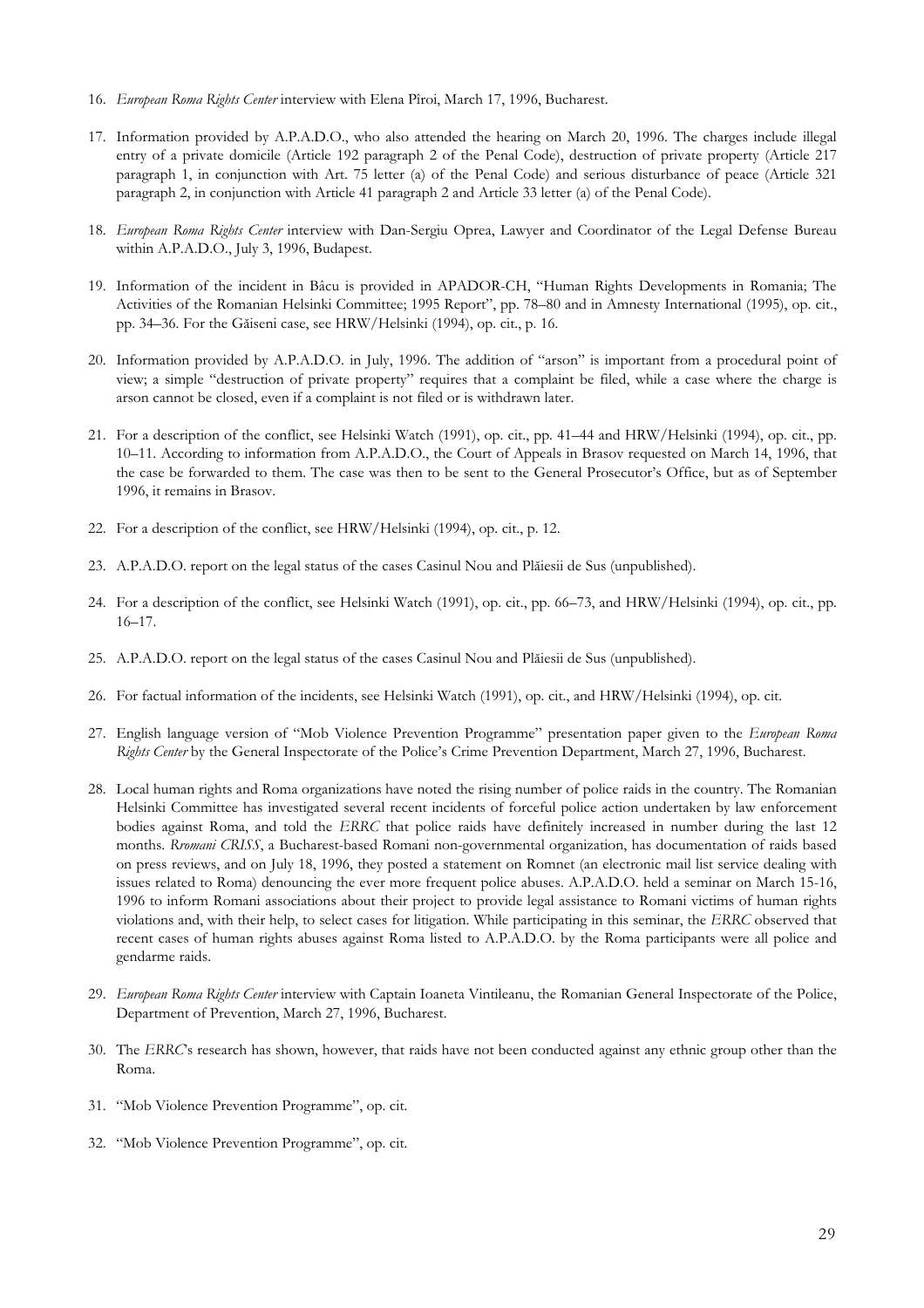16. *European Roma Rights Center* interview with Elena Pîroi, March 17, 1996, Bucharest.

17. Information provided by A.P.A.D.O., who also attended the hearing on March 20, 1996. The charges include illegal entry of a private domicile (Article 192 paragraph 2 of the Penal Code), destruction of private property (Article 217 paragraph 1, in conjunction with Art. 75 letter (a) of the Penal Code) and serious disturbance of peace (Article 321 paragraph 2, in conjunction with Article 41 paragraph 2 and Article 33 letter (a) of the Penal Code).

18. *European Roma Rights Center* interview with Dan-Sergiu Oprea, Lawyer and Coordinator of the Legal Defense Bureau within A.P.A.D.O., July 3, 1996, Budapest.

19. Information of the incident in Bâcu is provided in APADOR-CH, "Human Rights Developments in Romania; The Activities of the Romanian Helsinki Committee; 1995 Report", pp. 78–80 and in Amnesty International (1995), op. cit., pp. 34–36. For the Găiseni case, see HRW/Helsinki (1994), op. cit., p. 16.

20. Information provided by A.P.A.D.O. in July, 1996. The addition of "arson" is important from a procedural point of view; a simple "destruction of private property" requires that a complaint be filed, while a case where the charge is arson cannot be closed, even if a complaint is not filed or is withdrawn later.

21. For a description of the conflict, see Helsinki Watch (1991), op. cit., pp. 41–44 and HRW/Helsinki (1994), op. cit., pp. 10–11. According to information from A.P.A.D.O., the Court of Appeals in Brasov requested on March 14, 1996, that the case be forwarded to them. The case was then to be sent to the General Prosecutor's Office, but as of September 1996, it remains in Brasov.

22. For a description of the conflict, see HRW/Helsinki (1994), op. cit., p. 12.

23. A.P.A.D.O. report on the legal status of the cases Casinul Nou and Plăiesii de Sus (unpublished).

24. For a description of the conflict, see Helsinki Watch (1991), op. cit., pp. 66–73, and HRW/Helsinki (1994), op. cit., pp. 16–17.

25. A.P.A.D.O. report on the legal status of the cases Casinul Nou and Plăiesii de Sus (unpublished).

26. For factual information of the incidents, see Helsinki Watch (1991), op. cit., and HRW/Helsinki (1994), op. cit.

27. English language version of "Mob Violence Prevention Programme" presentation paper given to the *European Roma Rights Center* by the General Inspectorate of the Police's Crime Prevention Department, March 27, 1996, Bucharest.

28. Local human rights and Roma organizations have noted the rising number of police raids in the country. The Romanian Helsinki Committee has investigated several recent incidents of forceful police action undertaken by law enforcement bodies against Roma, and told the *ERRC* that police raids have definitely increased in number during the last 12 months. *Rromani CRISS*, a Bucharest-based Romani non-governmental organization, has documentation of raids based on press reviews, and on July 18, 1996, they posted a statement on Romnet (an electronic mail list service dealing with issues related to Roma) denouncing the ever more frequent police abuses. A.P.A.D.O. held a seminar on March 15-16, 1996 to inform Romani associations about their project to provide legal assistance to Romani victims of human rights violations and, with their help, to select cases for litigation. While participating in this seminar, the *ERRC* observed that recent cases of human rights abuses against Roma listed to A.P.A.D.O. by the Roma participants were all police and gendarme raids.

29. *European Roma Rights Center* interview with Captain Ioaneta Vintileanu, the Romanian General Inspectorate of the Police, Department of Prevention, March 27, 1996, Bucharest.

30. The *ERRC*'s research has shown, however, that raids have not been conducted against any ethnic group other than the Roma.

31. "Mob Violence Prevention Programme", op. cit.

32. "Mob Violence Prevention Programme", op. cit.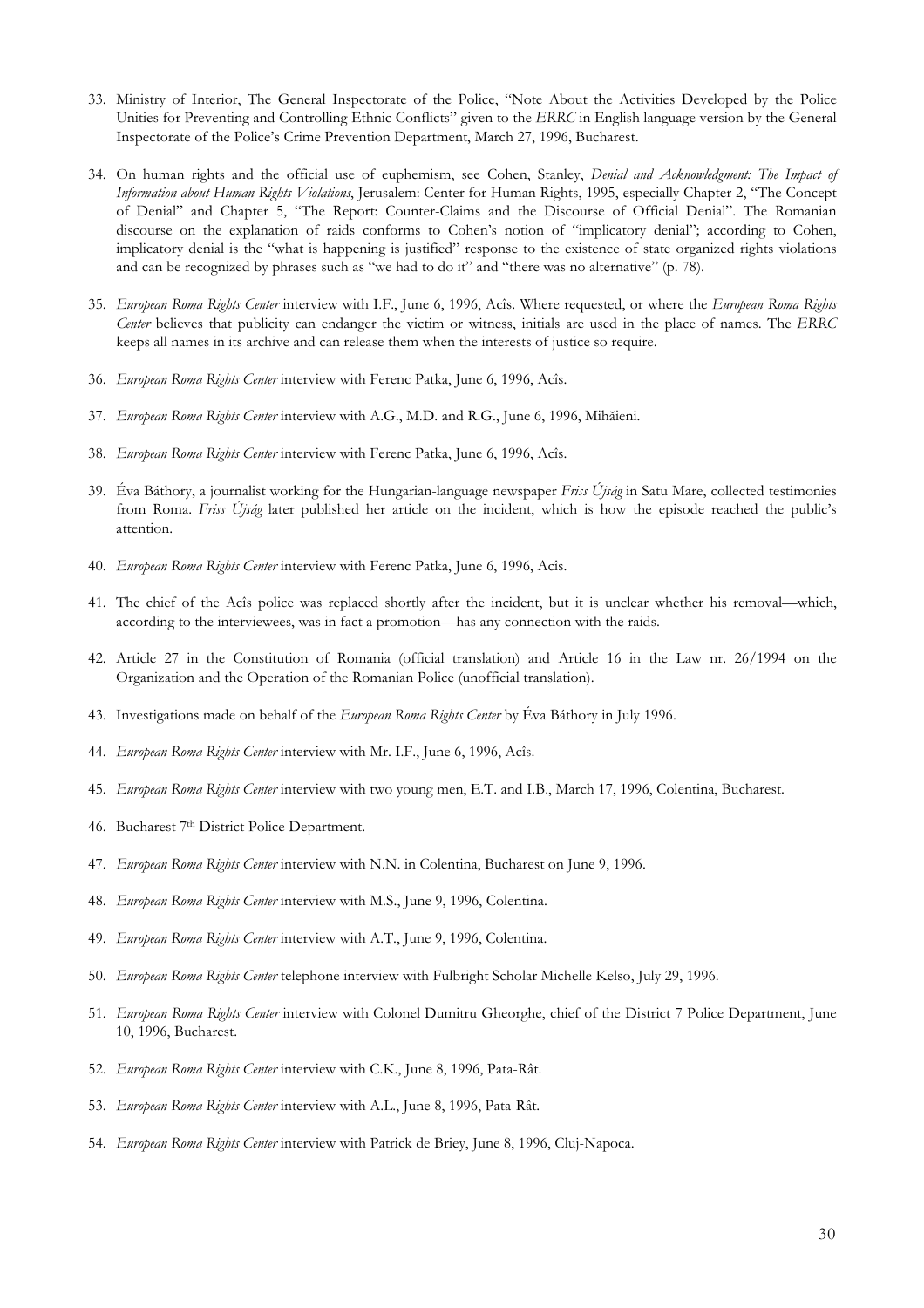33. Ministry of Interior, The General Inspectorate of the Police, "Note About the Activities Developed by the Police Unities for Preventing and Controlling Ethnic Conflicts" given to the *ERRC* in English language version by the General Inspectorate of the Police's Crime Prevention Department, March 27, 1996, Bucharest.

34. On human rights and the official use of euphemism, see Cohen, Stanley, *Denial and Acknowledgment: The Impact of Information about Human Rights Violations*, Jerusalem: Center for Human Rights, 1995, especially Chapter 2, "The Concept of Denial" and Chapter 5, "The Report: Counter-Claims and the Discourse of Official Denial". The Romanian discourse on the explanation of raids conforms to Cohen's notion of "implicatory denial"; according to Cohen, implicatory denial is the "what is happening is justified" response to the existence of state organized rights violations and can be recognized by phrases such as "we had to do it" and "there was no alternative" (p. 78).

35. *European Roma Rights Center* interview with I.F., June 6, 1996, Acîs. Where requested, or where the *European Roma Rights Center* believes that publicity can endanger the victim or witness, initials are used in the place of names. The *ERRC* keeps all names in its archive and can release them when the interests of justice so require.

36. *European Roma Rights Center* interview with Ferenc Patka, June 6, 1996, Acîs.

37. *European Roma Rights Center* interview with A.G., M.D. and R.G., June 6, 1996, Mihăieni.

38. *European Roma Rights Center* interview with Ferenc Patka, June 6, 1996, Acîs.

39. Éva Báthory, a journalist working for the Hungarian-language newspaper *Friss Újság* in Satu Mare, collected testimonies from Roma. *Friss Újság* later published her article on the incident, which is how the episode reached the public's attention.

40. *European Roma Rights Center* interview with Ferenc Patka, June 6, 1996, Acîs.

41. The chief of the Acîs police was replaced shortly after the incident, but it is unclear whether his removal—which, according to the interviewees, was in fact a promotion—has any connection with the raids.

42. Article 27 in the Constitution of Romania (official translation) and Article 16 in the Law nr. 26/1994 on the Organization and the Operation of the Romanian Police (unofficial translation).

43. Investigations made on behalf of the *European Roma Rights Center* by Éva Báthory in July 1996.

44. *European Roma Rights Center* interview with Mr. I.F., June 6, 1996, Acîs.

45. *European Roma Rights Center* interview with two young men, E.T. and I.B., March 17, 1996, Colentina, Bucharest.

46. Bucharest 7th District Police Department.

47. *European Roma Rights Center* interview with N.N. in Colentina, Bucharest on June 9, 1996.

48. *European Roma Rights Center* interview with M.S., June 9, 1996, Colentina.

49. *European Roma Rights Center* interview with A.T., June 9, 1996, Colentina.

50. *European Roma Rights Center* telephone interview with Fulbright Scholar Michelle Kelso, July 29, 1996.

51. *European Roma Rights Center* interview with Colonel Dumitru Gheorghe, chief of the District 7 Police Department, June 10, 1996, Bucharest.

52. *European Roma Rights Center* interview with C.K., June 8, 1996, Pata-Rât.

53. *European Roma Rights Center* interview with A.L., June 8, 1996, Pata-Rât.

54. *European Roma Rights Center* interview with Patrick de Briey, June 8, 1996, Cluj-Napoca.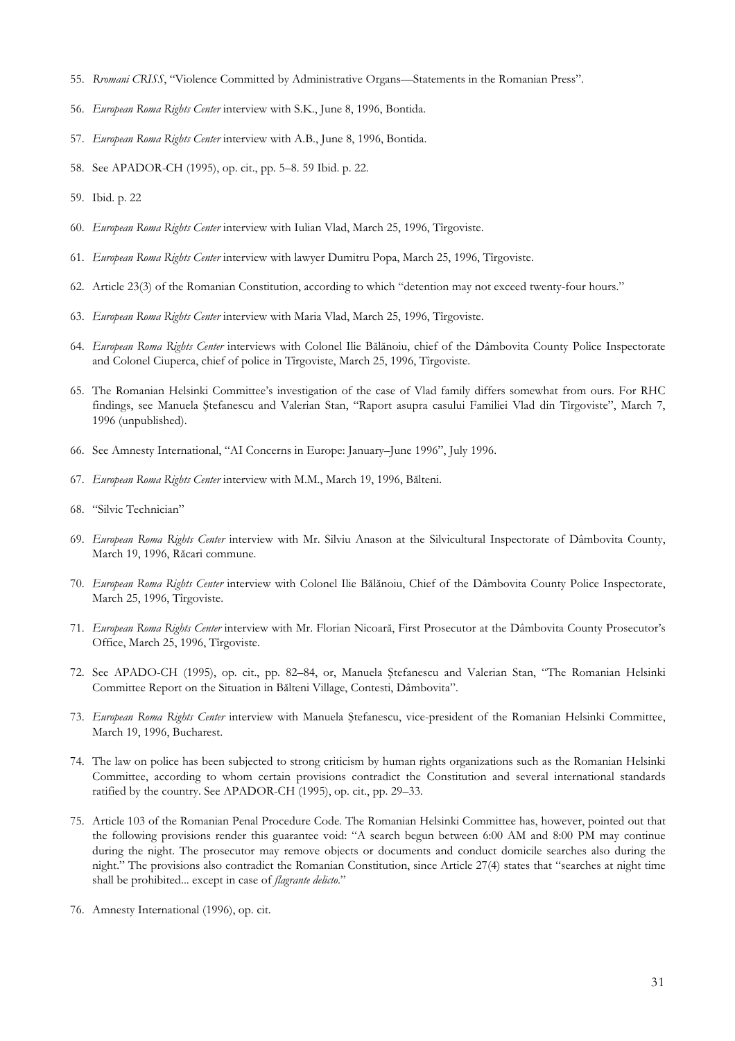55. *Rromani CRISS*, "Violence Committed by Administrative Organs—Statements in the Romanian Press".

56. *European Roma Rights Center* interview with S.K., June 8, 1996, Bontida.

57. *European Roma Rights Center* interview with A.B., June 8, 1996, Bontida.

58. See APADOR-CH (1995), op. cit., pp. 5–8. 59 Ibid. p. 22.

59. Ibid. p. 22

60. *European Roma Rights Center* interview with Iulian Vlad, March 25, 1996, Tîrgoviste.

61. *European Roma Rights Center* interview with lawyer Dumitru Popa, March 25, 1996, Tîrgoviste.

62. Article 23(3) of the Romanian Constitution, according to which "detention may not exceed twenty-four hours."

63. *European Roma Rights Center* interview with Maria Vlad, March 25, 1996, Tîrgoviste.

64. *European Roma Rights Center* interviews with Colonel Ilie Bălănoiu, chief of the Dâmbovita County Police Inspectorate and Colonel Ciuperca, chief of police in Tîrgoviste, March 25, 1996, Tîrgoviste.

65. The Romanian Helsinki Committee's investigation of the case of Vlad family differs somewhat from ours. For RHC findings, see Manuela Ștefanescu and Valerian Stan, "Raport asupra casului Familiei Vlad din Tîrgoviste", March 7, 1996 (unpublished).

66. See Amnesty International, "AI Concerns in Europe: January–June 1996", July 1996.

67. *European Roma Rights Center* interview with M.M., March 19, 1996, Bălteni.

68. "Silvic Technician"

69. *European Roma Rights Center* interview with Mr. Silviu Anason at the Silvicultural Inspectorate of Dâmbovita County, March 19, 1996, Răcari commune.

70. *European Roma Rights Center* interview with Colonel Ilie Bălănoiu, Chief of the Dâmbovita County Police Inspectorate, March 25, 1996, Tîrgoviste.

71. *European Roma Rights Center* interview with Mr. Florian Nicoară, First Prosecutor at the Dâmbovita County Prosecutor's Office, March 25, 1996, Tîrgoviste.

72. See APADO-CH (1995), op. cit., pp. 82–84, or, Manuela Ștefanescu and Valerian Stan, "The Romanian Helsinki Committee Report on the Situation in Bălteni Village, Contesti, Dâmbovita".

73. *European Roma Rights Center* interview with Manuela Ștefanescu, vice-president of the Romanian Helsinki Committee, March 19, 1996, Bucharest.

74. The law on police has been subjected to strong criticism by human rights organizations such as the Romanian Helsinki Committee, according to whom certain provisions contradict the Constitution and several international standards ratified by the country. See APADOR-CH (1995), op. cit., pp. 29–33.

75. Article 103 of the Romanian Penal Procedure Code. The Romanian Helsinki Committee has, however, pointed out that the following provisions render this guarantee void: "A search begun between 6:00 AM and 8:00 PM may continue during the night. The prosecutor may remove objects or documents and conduct domicile searches also during the night." The provisions also contradict the Romanian Constitution, since Article 27(4) states that "searches at night time shall be prohibited... except in case of *flagrante delicto*."

76. Amnesty International (1996), op. cit.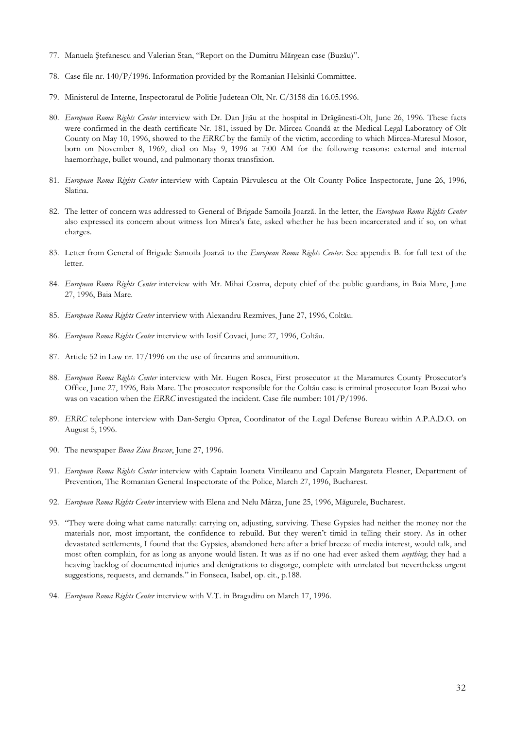77. Manuela Ștefanescu and Valerian Stan, "Report on the Dumitru Mărgean case (Buzău)".

78. Case file nr. 140/P/1996. Information provided by the Romanian Helsinki Committee.

79. Ministerul de Interne, Inspectoratul de Politie Judetean Olt, Nr. C/3158 din 16.05.1996.

80. *European Roma Rights Center* interview with Dr. Dan Jijău at the hospital in Drăgănesti-Olt, June 26, 1996. These facts were confirmed in the death certificate Nr. 181, issued by Dr. Mircea Coandă at the Medical-Legal Laboratory of Olt County on May 10, 1996, showed to the *ERRC* by the family of the victim, according to which Mircea-Muresul Mosor, born on November 8, 1969, died on May 9, 1996 at 7:00 AM for the following reasons: external and internal haemorrhage, bullet wound, and pulmonary thorax transfixion.

81. *European Roma Rights Center* interview with Captain Pârvulescu at the Olt County Police Inspectorate, June 26, 1996, Slatina.

82. The letter of concern was addressed to General of Brigade Samoila Joarză. In the letter, the *European Roma Rights Center* also expressed its concern about witness Ion Mirea's fate, asked whether he has been incarcerated and if so, on what charges.

83. Letter from General of Brigade Samoila Joarză to the *European Roma Rights Center*. See appendix B. for full text of the letter.

84. *European Roma Rights Center* interview with Mr. Mihai Cosma, deputy chief of the public guardians, in Baia Mare, June 27, 1996, Baia Mare.

85. *European Roma Rights Center* interview with Alexandru Rezmives, June 27, 1996, Coltău.

86. *European Roma Rights Center* interview with Iosif Covaci, June 27, 1996, Coltău.

87. Article 52 in Law nr. 17/1996 on the use of firearms and ammunition.

88. *European Roma Rights Center* interview with Mr. Eugen Rosca, First prosecutor at the Maramures County Prosecutor's Office, June 27, 1996, Baia Mare. The prosecutor responsible for the Coltău case is criminal prosecutor Ioan Bozai who was on vacation when the *ERRC* investigated the incident. Case file number: 101/P/1996.

89. *ERRC* telephone interview with Dan-Sergiu Oprea, Coordinator of the Legal Defense Bureau within A.P.A.D.O. on August 5, 1996.

90. The newspaper *Buna Ziua Brasov*, June 27, 1996.

91. *European Roma Rights Center* interview with Captain Ioaneta Vintileanu and Captain Margareta Flesner, Department of Prevention, The Romanian General Inspectorate of the Police, March 27, 1996, Bucharest.

92. *European Roma Rights Center* interview with Elena and Nelu Mârza, June 25, 1996, Măgurele, Bucharest.

93. "They were doing what came naturally: carrying on, adjusting, surviving. These Gypsies had neither the money nor the materials nor, most important, the confidence to rebuild. But they weren't timid in telling their story. As in other devastated settlements, I found that the Gypsies, abandoned here after a brief breeze of media interest, would talk, and most often complain, for as long as anyone would listen. It was as if no one had ever asked them *anything*; they had a heaving backlog of documented injuries and denigrations to disgorge, complete with unrelated but nevertheless urgent suggestions, requests, and demands." in Fonseca, Isabel, op. cit., p.188.

94. *European Roma Rights Center* interview with V.T. in Bragadiru on March 17, 1996.